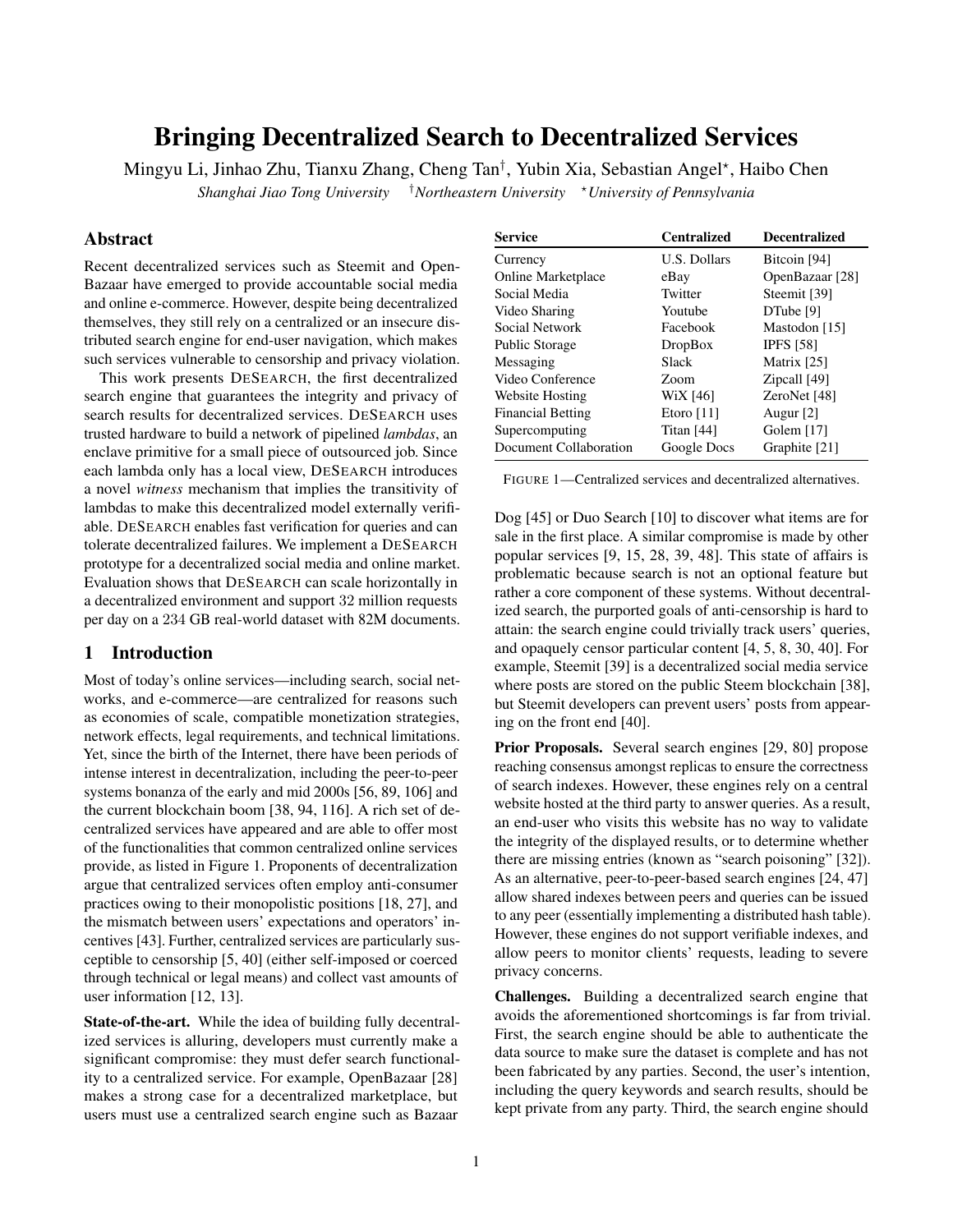# Bringing Decentralized Search to Decentralized Services

Mingyu Li, Jinhao Zhu, Tianxu Zhang, Cheng Tan[†], Yubin Xia, Sebastian Angel[⋆], Haibo Chen

*Shanghai Jiao Tong University* [†]*Northeastern University* [⋆]*University of Pennsylvania*

## Abstract

Recent decentralized services such as Steemit and OpenBazaar have emerged to provide accountable social media and online e-commerce. However, despite being decentralized themselves, they still rely on a centralized or an insecure distributed search engine for end-user navigation, which makes such services vulnerable to censorship and privacy violation.

This work presents DESEARCH, the first decentralized search engine that guarantees the integrity and privacy of search results for decentralized services. DESEARCH uses trusted hardware to build a network of pipelined *lambdas*, an enclave primitive for a small piece of outsourced job. Since each lambda only has a local view, DESEARCH introduces a novel *witness* mechanism that implies the transitivity of lambdas to make this decentralized model externally verifiable. DESEARCH enables fast verification for queries and can tolerate decentralized failures. We implement a DESEARCH prototype for a decentralized social media and online market. Evaluation shows that DESEARCH can scale horizontally in a decentralized environment and support 32 million requests per day on a 234 GB real-world dataset with 82M documents.

## 1 Introduction

Most of today's online services—including search, social networks, and e-commerce—are centralized for reasons such as economies of scale, compatible monetization strategies, network effects, legal requirements, and technical limitations. Yet, since the birth of the Internet, there have been periods of intense interest in decentralization, including the peer-to-peer systems bonanza of the early and mid 2000s [56, 89, 106] and the current blockchain boom [38, 94, 116]. A rich set of decentralized services have appeared and are able to offer most of the functionalities that common centralized online services provide, as listed in Figure 1. Proponents of decentralization argue that centralized services often employ anti-consumer practices owing to their monopolistic positions [18, 27], and the mismatch between users' expectations and operators' incentives [43]. Further, centralized services are particularly susceptible to censorship [5, 40] (either self-imposed or coerced through technical or legal means) and collect vast amounts of user information [12, 13].

| Service | Centralized | Decentralized |
|---|---|---|
| Currency | U.S. Dollars | Bitcoin [94] |
| Online Marketplace | eBay | OpenBazaar [28] |
| Social Media | Twitter | Steemit [39] |
| Video Sharing | Youtube | DTube [9] |
| Social Network | Facebook | Mastodon [15] |
| Public Storage | DropBox | IPFS [58] |
| Messaging | Slack | Matrix [25] |
| Video Conference | Zoom | Zipcall [49] |
| Website Hosting | WiX [46] | ZeroNet [48] |
| Financial Betting | Etoro [11] | Augur [2] |
| Supercomputing | Titan [44] | Golem [17] |
| Document Collaboration | Google Docs | Graphite [21] |

FIGURE 1—Centralized services and decentralized alternatives.

**State-of-the-art.** While the idea of building fully decentralized services is alluring, developers must currently make a significant compromise: they must defer search functionality to a centralized service. For example, OpenBazaar [28] makes a strong case for a decentralized marketplace, but users must use a centralized search engine such as Bazaar Dog [45] or Duo Search [10] to discover what items are for sale in the first place. A similar compromise is made by other popular services [9, 15, 28, 39, 48]. This state of affairs is problematic because search is not an optional feature but rather a core component of these systems. Without decentralized search, the purported goals of anti-censorship is hard to attain: the search engine could trivially track users' queries, and opaquely censor particular content [4, 5, 8, 30, 40]. For example, Steemit [39] is a decentralized social media service where posts are stored on the public Steem blockchain [38], but Steemit developers can prevent users' posts from appearing on the front end [40].

**Prior Proposals.** Several search engines [29, 80] propose reaching consensus amongst replicas to ensure the correctness of search indexes. However, these engines rely on a central website hosted at the third party to answer queries. As a result, an end-user who visits this website has no way to validate the integrity of the displayed results, or to determine whether there are missing entries (known as "search poisoning" [32]). As an alternative, peer-to-peer-based search engines [24, 47] allow shared indexes between peers and queries can be issued to any peer (essentially implementing a distributed hash table). However, these engines do not support verifiable indexes, and allow peers to monitor clients' requests, leading to severe privacy concerns.

**Challenges.** Building a decentralized search engine that avoids the aforementioned shortcomings is far from trivial. First, the search engine should be able to authenticate the data source to make sure the dataset is complete and has not been fabricated by any parties. Second, the user's intention, including the query keywords and search results, should be kept private from any party. Third, the search engine should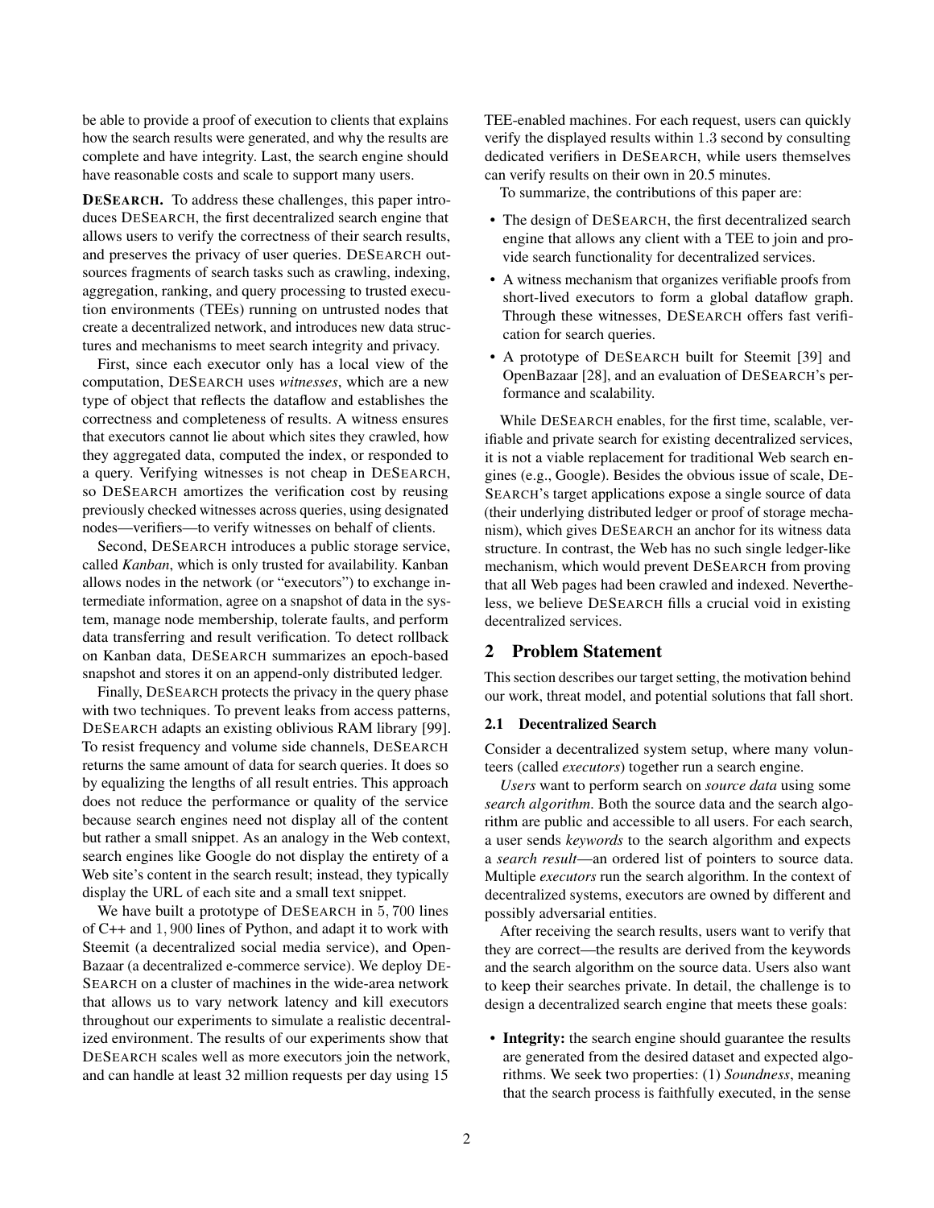be able to provide a proof of execution to clients that explains how the search results were generated, and why the results are complete and have integrity. Last, the search engine should have reasonable costs and scale to support many users.

**DESEARCH.** To address these challenges, this paper introduces DESEARCH, the first decentralized search engine that allows users to verify the correctness of their search results, and preserves the privacy of user queries. DESEARCH outsources fragments of search tasks such as crawling, indexing, aggregation, ranking, and query processing to trusted execution environments (TEEs) running on untrusted nodes that create a decentralized network, and introduces new data structures and mechanisms to meet search integrity and privacy.

First, since each executor only has a local view of the computation, DESEARCH uses *witnesses*, which are a new type of object that reflects the dataflow and establishes the correctness and completeness of results. A witness ensures that executors cannot lie about which sites they crawled, how they aggregated data, computed the index, or responded to a query. Verifying witnesses is not cheap in DESEARCH, so DESEARCH amortizes the verification cost by reusing previously checked witnesses across queries, using designated nodes—verifiers—to verify witnesses on behalf of clients.

Second, DESEARCH introduces a public storage service, called *Kanban*, which is only trusted for availability. Kanban allows nodes in the network (or "executors") to exchange intermediate information, agree on a snapshot of data in the system, manage node membership, tolerate faults, and perform data transferring and result verification. To detect rollback on Kanban data, DESEARCH summarizes an epoch-based snapshot and stores it on an append-only distributed ledger.

Finally, DESEARCH protects the privacy in the query phase with two techniques. To prevent leaks from access patterns, DESEARCH adapts an existing oblivious RAM library [99]. To resist frequency and volume side channels, DESEARCH returns the same amount of data for search queries. It does so by equalizing the lengths of all result entries. This approach does not reduce the performance or quality of the service because search engines need not display all of the content but rather a small snippet. As an analogy in the Web context, search engines like Google do not display the entirety of a Web site's content in the search result; instead, they typically display the URL of each site and a small text snippet.

We have built a prototype of DESEARCH in $5,700$ lines of C++ and $1,900$ lines of Python, and adapt it to work with Steemit (a decentralized social media service), and OpenBazaar (a decentralized e-commerce service). We deploy DESEARCH on a cluster of machines in the wide-area network that allows us to vary network latency and kill executors throughout our experiments to simulate a realistic decentralized environment. The results of our experiments show that DESEARCH scales well as more executors join the network, and can handle at least 32 million requests per day using 15 TEE-enabled machines. For each request, users can quickly verify the displayed results within $1.3$ second by consulting dedicated verifiers in DESEARCH, while users themselves can verify results on their own in $20.5$ minutes.

To summarize, the contributions of this paper are:

- The design of DESEARCH, the first decentralized search engine that allows any client with a TEE to join and provide search functionality for decentralized services.
- A witness mechanism that organizes verifiable proofs from short-lived executors to form a global dataflow graph. Through these witnesses, DESEARCH offers fast verification for search queries.
- A prototype of DESEARCH built for Steemit [39] and OpenBazaar [28], and an evaluation of DESEARCH's performance and scalability.

While DESEARCH enables, for the first time, scalable, verifiable and private search for existing decentralized services, it is not a viable replacement for traditional Web search engines (e.g., Google). Besides the obvious issue of scale, DESEARCH's target applications expose a single source of data (their underlying distributed ledger or proof of storage mechanism), which gives DESEARCH an anchor for its witness data structure. In contrast, the Web has no such single ledger-like mechanism, which would prevent DESEARCH from proving that all Web pages had been crawled and indexed. Nevertheless, we believe DESEARCH fills a crucial void in existing decentralized services.

## 2 Problem Statement

This section describes our target setting, the motivation behind our work, threat model, and potential solutions that fall short.

### 2.1 Decentralized Search

Consider a decentralized system setup, where many volunteers (called *executors*) together run a search engine.

*Users* want to perform search on *source data* using some *search algorithm*. Both the source data and the search algorithm are public and accessible to all users. For each search, a user sends *keywords* to the search algorithm and expects a *search result*—an ordered list of pointers to source data. Multiple *executors* run the search algorithm. In the context of decentralized systems, executors are owned by different and possibly adversarial entities.

After receiving the search results, users want to verify that they are correct—the results are derived from the keywords and the search algorithm on the source data. Users also want to keep their searches private. In detail, the challenge is to design a decentralized search engine that meets these goals:

- **Integrity:** the search engine should guarantee the results are generated from the desired dataset and expected algorithms. We seek two properties: (1) *Soundness*, meaning that the search process is faithfully executed, in the sense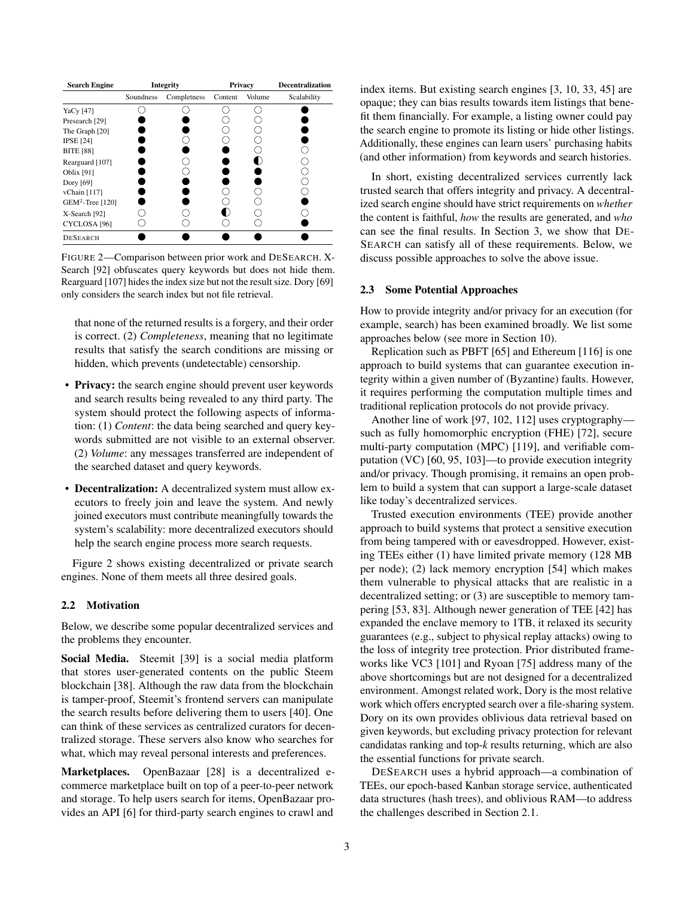| Search Engine | Integrity | | Privacy | | Decentralization |
|---|---|---|---|---|---|
| | Soundness | Completness | Content | Volume | Scalability |
| YaCy [47] | ○ | ○ | ○ | ○ | ● |
| Presearch [29] | ● | ● | ○ | ○ | ● |
| The Graph [20] | ● | ● | ○ | ○ | ● |
| IPSE [24] | ● | ○ | ○ | ○ | ● |
| BITE [88] | ● | ● | ● | ○ | ○ |
| Rearguard [107] | ● | ○ | ● | ◐ | ○ |
| Oblix [91] | ● | ○ | ● | ● | ○ |
| Dory [69] | ● | ● | ● | ● | ○ |
| vChain [117] | ● | ● | ○ | ○ | ○ |
| GEM$^2$-Tree [120] | ● | ● | ○ | ○ | ● |
| X-Search [92] | ○ | ○ | ◐ | ○ | ○ |
| CYCLOSA [96] | ○ | ○ | ○ | ○ | ● |
| DESEARCH | ● | ● | ● | ● | ● |

FIGURE 2—Comparison between prior work and DESEARCH. X-Search [92] obfuscates query keywords but does not hide them. Rearguard [107] hides the index size but not the result size. Dory [69] only considers the search index but not file retrieval.

that none of the returned results is a forgery, and their order is correct. (2) *Completeness*, meaning that no legitimate results that satisfy the search conditions are missing or hidden, which prevents (undetectable) censorship.

- **Privacy:** the search engine should prevent user keywords and search results being revealed to any third party. The system should protect the following aspects of information: (1) *Content*: the data being searched and query keywords submitted are not visible to an external observer. (2) *Volume*: any messages transferred are independent of the searched dataset and query keywords.
- **Decentralization:** A decentralized system must allow executors to freely join and leave the system. And newly joined executors must contribute meaningfully towards the system's scalability: more decentralized executors should help the search engine process more search requests.

Figure 2 shows existing decentralized or private search engines. None of them meets all three desired goals.

### 2.2 Motivation

Below, we describe some popular decentralized services and the problems they encounter.

**Social Media.** Steemit [39] is a social media platform that stores user-generated contents on the public Steem blockchain [38]. Although the raw data from the blockchain is tamper-proof, Steemit's frontend servers can manipulate the search results before delivering them to users [40]. One can think of these services as centralized curators for decentralized storage. These servers also know who searches for what, which may reveal personal interests and preferences.

**Marketplaces.** OpenBazaar [28] is a decentralized e-commerce marketplace built on top of a peer-to-peer network and storage. To help users search for items, OpenBazaar provides an API [6] for third-party search engines to crawl and index items. But existing search engines [3, 10, 33, 45] are opaque; they can bias results towards item listings that benefit them financially. For example, a listing owner could pay the search engine to promote its listing or hide other listings. Additionally, these engines can learn users' purchasing habits (and other information) from keywords and search histories.

In short, existing decentralized services currently lack trusted search that offers integrity and privacy. A decentralized search engine should have strict requirements on *whether* the content is faithful, *how* the results are generated, and *who* can see the final results. In Section 3, we show that DESEARCH can satisfy all of these requirements. Below, we discuss possible approaches to solve the above issue.

### 2.3 Some Potential Approaches

How to provide integrity and/or privacy for an execution (for example, search) has been examined broadly. We list some approaches below (see more in Section 10).

Replication such as PBFT [65] and Ethereum [116] is one approach to build systems that can guarantee execution integrity within a given number of (Byzantine) faults. However, it requires performing the computation multiple times and traditional replication protocols do not provide privacy.

Another line of work [97, 102, 112] uses cryptography—such as fully homomorphic encryption (FHE) [72], secure multi-party computation (MPC) [119], and verifiable computation (VC) [60, 95, 103]—to provide execution integrity and/or privacy. Though promising, it remains an open problem to build a system that can support a large-scale dataset like today's decentralized services.

Trusted execution environments (TEE) provide another approach to build systems that protect a sensitive execution from being tampered with or eavesdropped. However, existing TEEs either (1) have limited private memory (128 MB per node); (2) lack memory encryption [54] which makes them vulnerable to physical attacks that are realistic in a decentralized setting; or (3) are susceptible to memory tampering [53, 83]. Although newer generation of TEE [42] has expanded the enclave memory to 1TB, it relaxed its security guarantees (e.g., subject to physical replay attacks) owing to the loss of integrity tree protection. Prior distributed frameworks like VC3 [101] and Ryoan [75] address many of the above shortcomings but are not designed for a decentralized environment. Amongst related work, Dory is the most relative work which offers encrypted search over a file-sharing system. Dory on its own provides oblivious data retrieval based on given keywords, but excluding privacy protection for relevant candidatas ranking and top-*k* results returning, which are also the essential functions for private search.

DESEARCH uses a hybrid approach—a combination of TEEs, our epoch-based Kanban storage service, authenticated data structures (hash trees), and oblivious RAM—to address the challenges described in Section 2.1.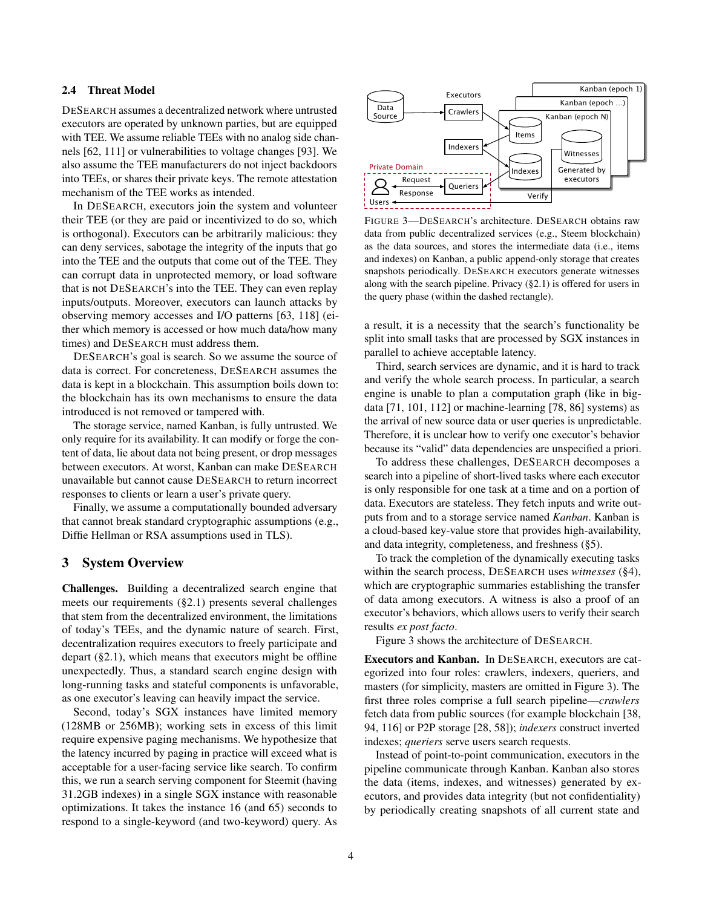### 2.4 Threat Model

DESEARCH assumes a decentralized network where untrusted executors are operated by unknown parties, but are equipped with TEE. We assume reliable TEEs with no analog side channels [62, 111] or vulnerabilities to voltage changes [93]. We also assume the TEE manufacturers do not inject backdoors into TEEs, or shares their private keys. The remote attestation mechanism of the TEE works as intended.

In DESEARCH, executors join the system and volunteer their TEE (or they are paid or incentivized to do so, which is orthogonal). Executors can be arbitrarily malicious: they can deny services, sabotage the integrity of the inputs that go into the TEE and the outputs that come out of the TEE. They can corrupt data in unprotected memory, or load software that is not DESEARCH's into the TEE. They can even replay inputs/outputs. Moreover, executors can launch attacks by observing memory accesses and I/O patterns [63, 118] (either which memory is accessed or how much data/how many times) and DESEARCH must address them.

DESEARCH's goal is search. So we assume the source of data is correct. For concreteness, DESEARCH assumes the data is kept in a blockchain. This assumption boils down to: the blockchain has its own mechanisms to ensure the data introduced is not removed or tampered with.

The storage service, named Kanban, is fully untrusted. We only require for its availability. It can modify or forge the content of data, lie about data not being present, or drop messages between executors. At worst, Kanban can make DESEARCH unavailable but cannot cause DESEARCH to return incorrect responses to clients or learn a user's private query.

Finally, we assume a computationally bounded adversary that cannot break standard cryptographic assumptions (e.g., Diffie Hellman or RSA assumptions used in TLS).

## 3 System Overview

**Challenges.** Building a decentralized search engine that meets our requirements (§2.1) presents several challenges that stem from the decentralized environment, the limitations of today's TEEs, and the dynamic nature of search. First, decentralization requires executors to freely participate and depart (§2.1), which means that executors might be offline unexpectedly. Thus, a standard search engine design with long-running tasks and stateful components is unfavorable, as one executor's leaving can heavily impact the service.

Second, today's SGX instances have limited memory (128MB or 256MB); working sets in excess of this limit require expensive paging mechanisms. We hypothesize that the latency incurred by paging in practice will exceed what is acceptable for a user-facing service like search. To confirm this, we run a search serving component for Steemit (having 31.2GB indexes) in a single SGX instance with reasonable optimizations. It takes the instance 16 (and 65) seconds to respond to a single-keyword (and two-keyword) query. As a result, it is a necessity that the search's functionality be split into small tasks that are processed by SGX instances in parallel to achieve acceptable latency.

FIGURE 3—DESEARCH's architecture. DESEARCH obtains raw data from public decentralized services (e.g., Steem blockchain) as the data sources, and stores the intermediate data (i.e., items and indexes) on Kanban, a public append-only storage that creates snapshots periodically. DESEARCH executors generate witnesses along with the search pipeline. Privacy (§2.1) is offered for users in the query phase (within the dashed rectangle).

Third, search services are dynamic, and it is hard to track and verify the whole search process. In particular, a search engine is unable to plan a computation graph (like in big-data [71, 101, 112] or machine-learning [78, 86] systems) as the arrival of new source data or user queries is unpredictable. Therefore, it is unclear how to verify one executor's behavior because its "valid" data dependencies are unspecified a priori.

To address these challenges, DESEARCH decomposes a search into a pipeline of short-lived tasks where each executor is only responsible for one task at a time and on a portion of data. Executors are stateless. They fetch inputs and write outputs from and to a storage service named *Kanban*. Kanban is a cloud-based key-value store that provides high-availability, and data integrity, completeness, and freshness (§5).

To track the completion of the dynamically executing tasks within the search process, DESEARCH uses *witnesses* (§4), which are cryptographic summaries establishing the transfer of data among executors. A witness is also a proof of an executor's behaviors, which allows users to verify their search results *ex post facto*.

Figure 3 shows the architecture of DESEARCH.

**Executors and Kanban.** In DESEARCH, executors are categorized into four roles: crawlers, indexers, queriers, and masters (for simplicity, masters are omitted in Figure 3). The first three roles comprise a full search pipeline—*crawlers* fetch data from public sources (for example blockchain [38, 94, 116] or P2P storage [28, 58]); *indexers* construct inverted indexes; *queriers* serve users search requests.

Instead of point-to-point communication, executors in the pipeline communicate through Kanban. Kanban also stores the data (items, indexes, and witnesses) generated by executors, and provides data integrity (but not confidentiality) by periodically creating snapshots of all current state and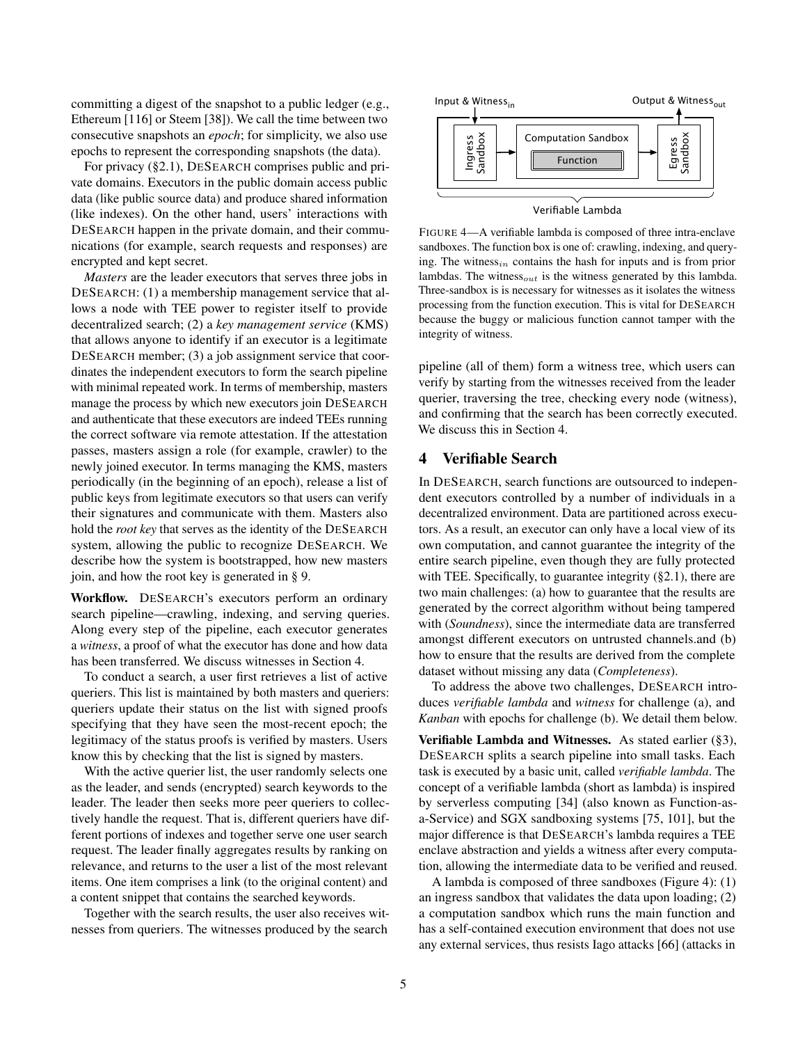committing a digest of the snapshot to a public ledger (e.g., Ethereum [116] or Steem [38]). We call the time between two consecutive snapshots an *epoch*; for simplicity, we also use epochs to represent the corresponding snapshots (the data).

For privacy (§2.1), DESEARCH comprises public and private domains. Executors in the public domain access public data (like public source data) and produce shared information (like indexes). On the other hand, users' interactions with DESEARCH happen in the private domain, and their communications (for example, search requests and responses) are encrypted and kept secret.

*Masters* are the leader executors that serves three jobs in DESEARCH: (1) a membership management service that allows a node with TEE power to register itself to provide decentralized search; (2) a *key management service* (KMS) that allows anyone to identify if an executor is a legitimate DESEARCH member; (3) a job assignment service that coordinates the independent executors to form the search pipeline with minimal repeated work. In terms of membership, masters manage the process by which new executors join DESEARCH and authenticate that these executors are indeed TEEs running the correct software via remote attestation. If the attestation passes, masters assign a role (for example, crawler) to the newly joined executor. In terms managing the KMS, masters periodically (in the beginning of an epoch), release a list of public keys from legitimate executors so that users can verify their signatures and communicate with them. Masters also hold the *root key* that serves as the identity of the DESEARCH system, allowing the public to recognize DESEARCH. We describe how the system is bootstrapped, how new masters join, and how the root key is generated in § 9.

**Workflow.** DESEARCH's executors perform an ordinary search pipeline—crawling, indexing, and serving queries. Along every step of the pipeline, each executor generates a *witness*, a proof of what the executor has done and how data has been transferred. We discuss witnesses in Section 4.

To conduct a search, a user first retrieves a list of active queriers. This list is maintained by both masters and queriers: queriers update their status on the list with signed proofs specifying that they have seen the most-recent epoch; the legitimacy of the status proofs is verified by masters. Users know this by checking that the list is signed by masters.

With the active querier list, the user randomly selects one as the leader, and sends (encrypted) search keywords to the leader. The leader then seeks more peer queriers to collectively handle the request. That is, different queriers have different portions of indexes and together serve one user search request. The leader finally aggregates results by ranking on relevance, and returns to the user a list of the most relevant items. One item comprises a link (to the original content) and a content snippet that contains the searched keywords.

Together with the search results, the user also receives witnesses from queriers. The witnesses produced by the search pipeline (all of them) form a witness tree, which users can verify by starting from the witnesses received from the leader querier, traversing the tree, checking every node (witness), and confirming that the search has been correctly executed. We discuss this in Section 4.

Input & Witness$_{in}$ | Output & Witness$_{out}$ | Ingress Sandbox | Computation Sandbox | Function | Egress Sandbox | Verifiable Lambda

FIGURE 4—A verifiable lambda is composed of three intra-enclave sandboxes. The function box is one of: crawling, indexing, and querying. The witness$_{in}$ contains the hash for inputs and is from prior lambdas. The witness$_{out}$ is the witness generated by this lambda. Three-sandbox is is necessary for witnesses as it isolates the witness processing from the function execution. This is vital for DESEARCH because the buggy or malicious function cannot tamper with the integrity of witness.

## 4 Verifiable Search

In DESEARCH, search functions are outsourced to independent executors controlled by a number of individuals in a decentralized environment. Data are partitioned across executors. As a result, an executor can only have a local view of its own computation, and cannot guarantee the integrity of the entire search pipeline, even though they are fully protected with TEE. Specifically, to guarantee integrity (§2.1), there are two main challenges: (a) how to guarantee that the results are generated by the correct algorithm without being tampered with (*Soundness*), since the intermediate data are transferred amongst different executors on untrusted channels.and (b) how to ensure that the results are derived from the complete dataset without missing any data (*Completeness*).

To address the above two challenges, DESEARCH introduces *verifiable lambda* and *witness* for challenge (a), and *Kanban* with epochs for challenge (b). We detail them below.

**Verifiable Lambda and Witnesses.** As stated earlier (§3), DESEARCH splits a search pipeline into small tasks. Each task is executed by a basic unit, called *verifiable lambda*. The concept of a verifiable lambda (short as lambda) is inspired by serverless computing [34] (also known as Function-as-a-Service) and SGX sandboxing systems [75, 101], but the major difference is that DESEARCH's lambda requires a TEE enclave abstraction and yields a witness after every computation, allowing the intermediate data to be verified and reused.

A lambda is composed of three sandboxes (Figure 4): (1) an ingress sandbox that validates the data upon loading; (2) a computation sandbox which runs the main function and has a self-contained execution environment that does not use any external services, thus resists Iago attacks [66] (attacks in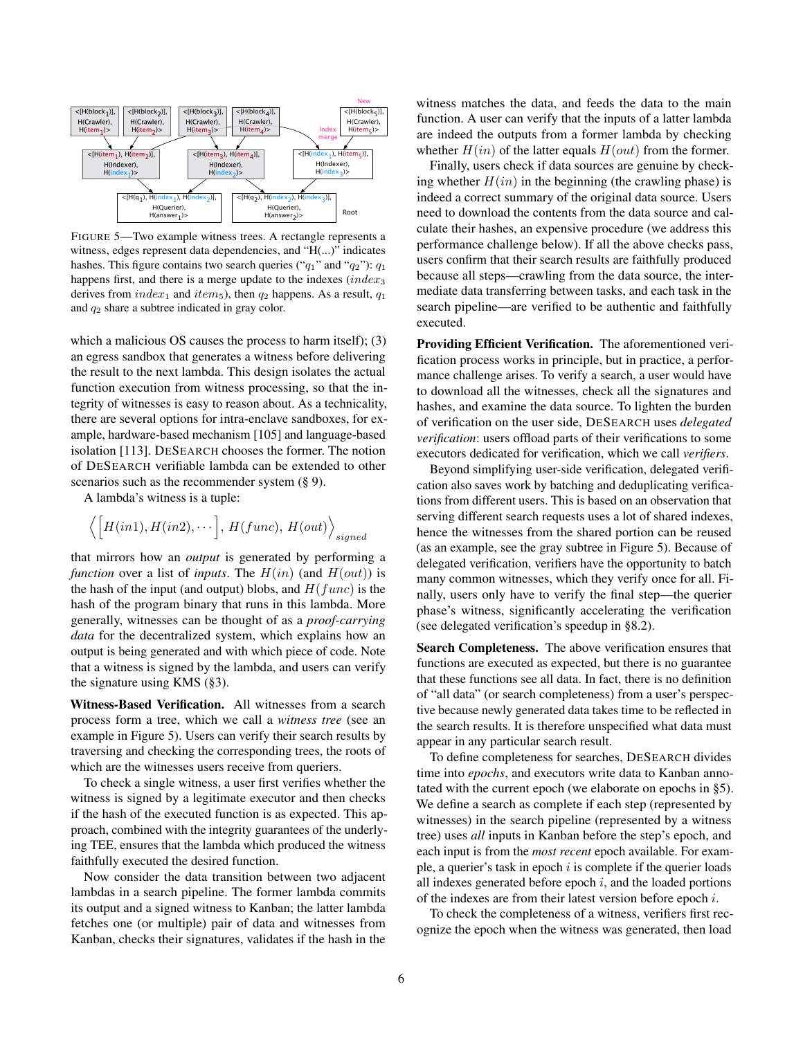FIGURE 5—Two example witness trees. A rectangle represents a witness, edges represent data dependencies, and "H(...)" indicates hashes. This figure contains two search queries ("$q_1$" and "$q_2$"): $q_1$ happens first, and there is a merge update to the indexes ($index_3$ derives from $index_1$ and $item_5$), then $q_2$ happens. As a result, $q_1$ and $q_2$ share a subtree indicated in gray color.

which a malicious OS causes the process to harm itself); (3) an egress sandbox that generates a witness before delivering the result to the next lambda. This design isolates the actual function execution from witness processing, so that the integrity of witnesses is easy to reason about. As a technicality, there are several options for intra-enclave sandboxes, for example, hardware-based mechanism [105] and language-based isolation [113]. DESEARCH chooses the former. The notion of DESEARCH verifiable lambda can be extended to other scenarios such as the recommender system (§ 9).

A lambda's witness is a tuple:

$$\Big\langle \Big[ H(in1), H(in2), \cdots \Big],\ H(func),\ H(out) \Big\rangle_{signed}$$

that mirrors how an *output* is generated by performing a *function* over a list of *inputs*. The $H(in)$ (and $H(out)$) is the hash of the input (and output) blobs, and $H(func)$ is the hash of the program binary that runs in this lambda. More generally, witnesses can be thought of as a *proof-carrying data* for the decentralized system, which explains how an output is being generated and with which piece of code. Note that a witness is signed by the lambda, and users can verify the signature using KMS (§3).

**Witness-Based Verification.** All witnesses from a search process form a tree, which we call a *witness tree* (see an example in Figure 5). Users can verify their search results by traversing and checking the corresponding trees, the roots of which are the witnesses users receive from queriers.

To check a single witness, a user first verifies whether the witness is signed by a legitimate executor and then checks if the hash of the executed function is as expected. This approach, combined with the integrity guarantees of the underlying TEE, ensures that the lambda which produced the witness faithfully executed the desired function.

Now consider the data transition between two adjacent lambdas in a search pipeline. The former lambda commits its output and a signed witness to Kanban; the latter lambda fetches one (or multiple) pair of data and witnesses from Kanban, checks their signatures, validates if the hash in the witness matches the data, and feeds the data to the main function. A user can verify that the inputs of a latter lambda are indeed the outputs from a former lambda by checking whether $H(in)$ of the latter equals $H(out)$ from the former.

Finally, users check if data sources are genuine by checking whether $H(in)$ in the beginning (the crawling phase) is indeed a correct summary of the original data source. Users need to download the contents from the data source and calculate their hashes, an expensive procedure (we address this performance challenge below). If all the above checks pass, users confirm that their search results are faithfully produced because all steps—crawling from the data source, the intermediate data transferring between tasks, and each task in the search pipeline—are verified to be authentic and faithfully executed.

**Providing Efficient Verification.** The aforementioned verification process works in principle, but in practice, a performance challenge arises. To verify a search, a user would have to download all the witnesses, check all the signatures and hashes, and examine the data source. To lighten the burden of verification on the user side, DESEARCH uses *delegated verification*: users offload parts of their verifications to some executors dedicated for verification, which we call *verifiers*.

Beyond simplifying user-side verification, delegated verification also saves work by batching and deduplicating verifications from different users. This is based on an observation that serving different search requests uses a lot of shared indexes, hence the witnesses from the shared portion can be reused (as an example, see the gray subtree in Figure 5). Because of delegated verification, verifiers have the opportunity to batch many common witnesses, which they verify once for all. Finally, users only have to verify the final step—the querier phase's witness, significantly accelerating the verification (see delegated verification's speedup in §8.2).

**Search Completeness.** The above verification ensures that functions are executed as expected, but there is no guarantee that these functions see all data. In fact, there is no definition of "all data" (or search completeness) from a user's perspective because newly generated data takes time to be reflected in the search results. It is therefore unspecified what data must appear in any particular search result.

To define completeness for searches, DESEARCH divides time into *epochs*, and executors write data to Kanban annotated with the current epoch (we elaborate on epochs in §5). We define a search as complete if each step (represented by witnesses) in the search pipeline (represented by a witness tree) uses *all* inputs in Kanban before the step's epoch, and each input is from the *most recent* epoch available. For example, a querier's task in epoch $i$ is complete if the querier loads all indexes generated before epoch $i$, and the loaded portions of the indexes are from their latest version before epoch $i$.

To check the completeness of a witness, verifiers first recognize the epoch when the witness was generated, then load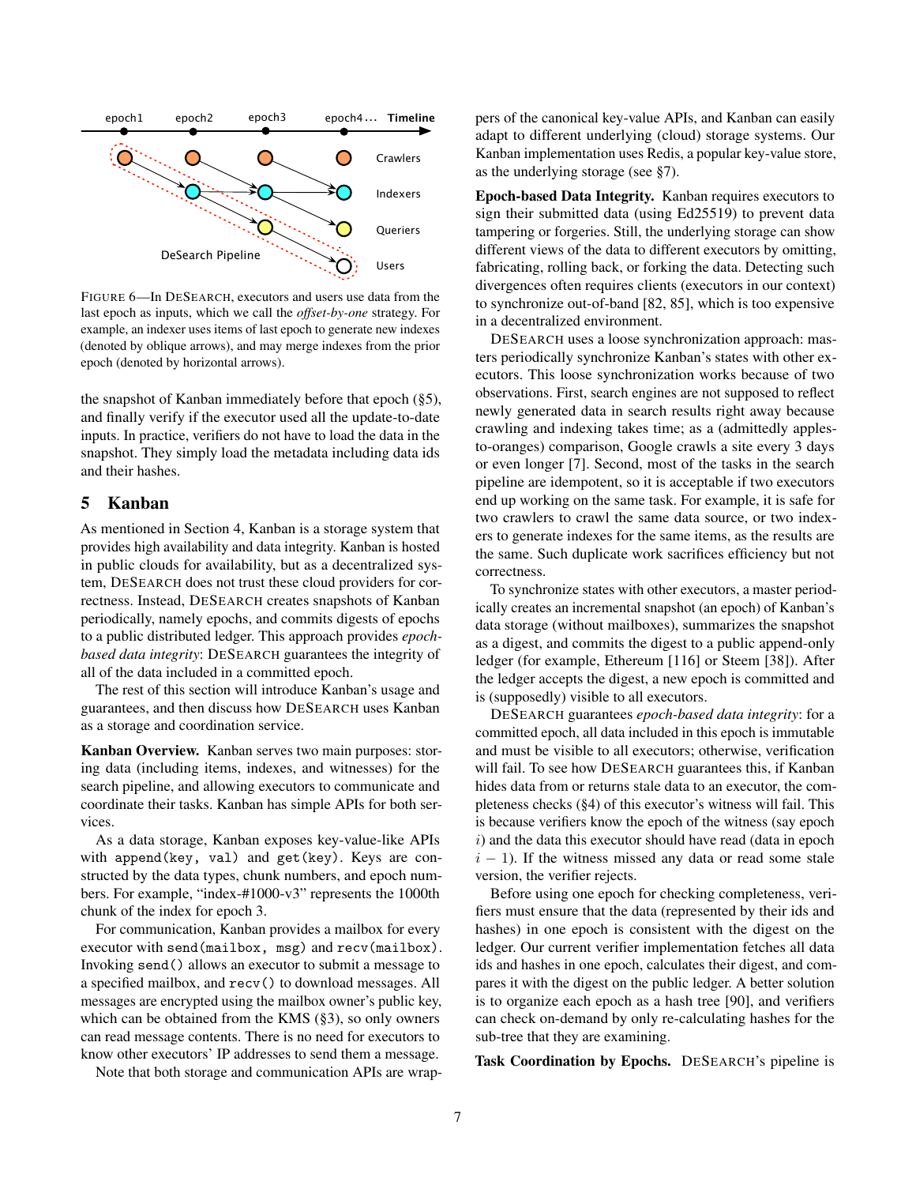FIGURE 6—In DESEARCH, executors and users use data from the last epoch as inputs, which we call the *offset-by-one* strategy. For example, an indexer uses items of last epoch to generate new indexes (denoted by oblique arrows), and may merge indexes from the prior epoch (denoted by horizontal arrows).

the snapshot of Kanban immediately before that epoch (§5), and finally verify if the executor used all the update-to-date inputs. In practice, verifiers do not have to load the data in the snapshot. They simply load the metadata including data ids and their hashes.

## 5 Kanban

As mentioned in Section 4, Kanban is a storage system that provides high availability and data integrity. Kanban is hosted in public clouds for availability, but as a decentralized system, DESEARCH does not trust these cloud providers for correctness. Instead, DESEARCH creates snapshots of Kanban periodically, namely epochs, and commits digests of epochs to a public distributed ledger. This approach provides *epoch-based data integrity*: DESEARCH guarantees the integrity of all of the data included in a committed epoch.

The rest of this section will introduce Kanban's usage and guarantees, and then discuss how DESEARCH uses Kanban as a storage and coordination service.

**Kanban Overview.** Kanban serves two main purposes: storing data (including items, indexes, and witnesses) for the search pipeline, and allowing executors to communicate and coordinate their tasks. Kanban has simple APIs for both services.

As a data storage, Kanban exposes key-value-like APIs with `append(key, val)` and `get(key)`. Keys are constructed by the data types, chunk numbers, and epoch numbers. For example, "index-#1000-v3" represents the 1000th chunk of the index for epoch 3.

For communication, Kanban provides a mailbox for every executor with `send(mailbox, msg)` and `recv(mailbox)`. Invoking `send()` allows an executor to submit a message to a specified mailbox, and `recv()` to download messages. All messages are encrypted using the mailbox owner's public key, which can be obtained from the KMS (§3), so only owners can read message contents. There is no need for executors to know other executors' IP addresses to send them a message.

Note that both storage and communication APIs are wrappers of the canonical key-value APIs, and Kanban can easily adapt to different underlying (cloud) storage systems. Our Kanban implementation uses Redis, a popular key-value store, as the underlying storage (see §7).

**Epoch-based Data Integrity.** Kanban requires executors to sign their submitted data (using Ed25519) to prevent data tampering or forgeries. Still, the underlying storage can show different views of the data to different executors by omitting, fabricating, rolling back, or forking the data. Detecting such divergences often requires clients (executors in our context) to synchronize out-of-band [82, 85], which is too expensive in a decentralized environment.

DESEARCH uses a loose synchronization approach: masters periodically synchronize Kanban's states with other executors. This loose synchronization works because of two observations. First, search engines are not supposed to reflect newly generated data in search results right away because crawling and indexing takes time; as a (admittedly apples-to-oranges) comparison, Google crawls a site every 3 days or even longer [7]. Second, most of the tasks in the search pipeline are idempotent, so it is acceptable if two executors end up working on the same task. For example, it is safe for two crawlers to crawl the same data source, or two indexers to generate indexes for the same items, as the results are the same. Such duplicate work sacrifices efficiency but not correctness.

To synchronize states with other executors, a master periodically creates an incremental snapshot (an epoch) of Kanban's data storage (without mailboxes), summarizes the snapshot as a digest, and commits the digest to a public append-only ledger (for example, Ethereum [116] or Steem [38]). After the ledger accepts the digest, a new epoch is committed and is (supposedly) visible to all executors.

DESEARCH guarantees *epoch-based data integrity*: for a committed epoch, all data included in this epoch is immutable and must be visible to all executors; otherwise, verification will fail. To see how DESEARCH guarantees this, if Kanban hides data from or returns stale data to an executor, the completeness checks (§4) of this executor's witness will fail. This is because verifiers know the epoch of the witness (say epoch $i$) and the data this executor should have read (data in epoch $i - 1$). If the witness missed any data or read some stale version, the verifier rejects.

Before using one epoch for checking completeness, verifiers must ensure that the data (represented by their ids and hashes) in one epoch is consistent with the digest on the ledger. Our current verifier implementation fetches all data ids and hashes in one epoch, calculates their digest, and compares it with the digest on the public ledger. A better solution is to organize each epoch as a hash tree [90], and verifiers can check on-demand by only re-calculating hashes for the sub-tree that they are examining.

**Task Coordination by Epochs.** DESEARCH's pipeline is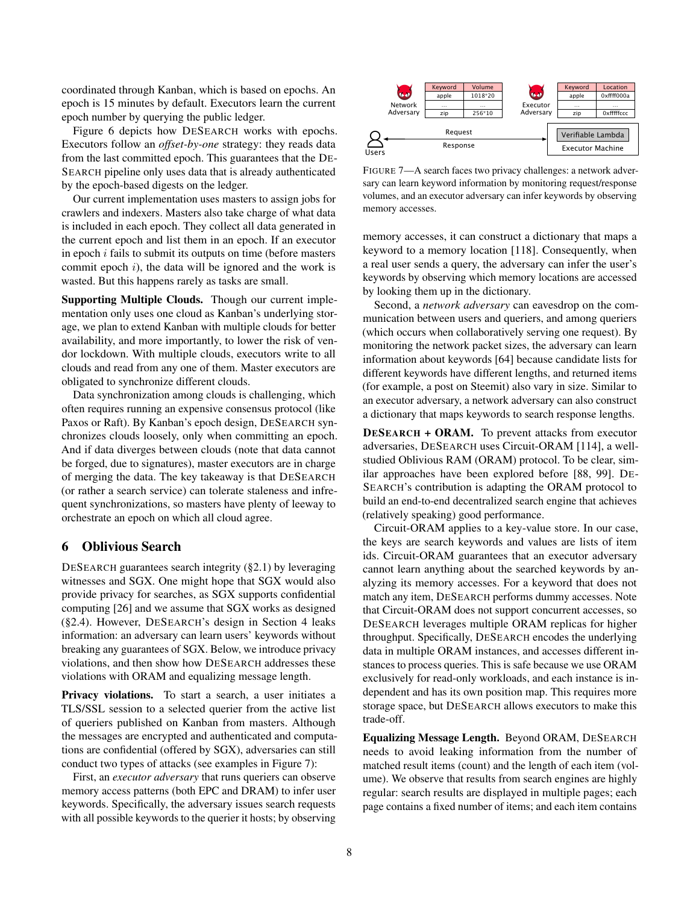coordinated through Kanban, which is based on epochs. An epoch is 15 minutes by default. Executors learn the current epoch number by querying the public ledger.

Figure 6 depicts how DESEARCH works with epochs. Executors follow an *offset-by-one* strategy: they reads data from the last committed epoch. This guarantees that the DESEARCH pipeline only uses data that is already authenticated by the epoch-based digests on the ledger.

Our current implementation uses masters to assign jobs for crawlers and indexers. Masters also take charge of what data is included in each epoch. They collect all data generated in the current epoch and list them in an epoch. If an executor in epoch $i$ fails to submit its outputs on time (before masters commit epoch $i$), the data will be ignored and the work is wasted. But this happens rarely as tasks are small.

**Supporting Multiple Clouds.** Though our current implementation only uses one cloud as Kanban's underlying storage, we plan to extend Kanban with multiple clouds for better availability, and more importantly, to lower the risk of vendor lockdown. With multiple clouds, executors write to all clouds and read from any one of them. Master executors are obligated to synchronize different clouds.

Data synchronization among clouds is challenging, which often requires running an expensive consensus protocol (like Paxos or Raft). By Kanban's epoch design, DESEARCH synchronizes clouds loosely, only when committing an epoch. And if data diverges between clouds (note that data cannot be forged, due to signatures), master executors are in charge of merging the data. The key takeaway is that DESEARCH (or rather a search service) can tolerate staleness and infrequent synchronizations, so masters have plenty of leeway to orchestrate an epoch on which all cloud agree.

## 6 Oblivious Search

DESEARCH guarantees search integrity (§2.1) by leveraging witnesses and SGX. One might hope that SGX would also provide privacy for searches, as SGX supports confidential computing [26] and we assume that SGX works as designed (§2.4). However, DESEARCH's design in Section 4 leaks information: an adversary can learn users' keywords without breaking any guarantees of SGX. Below, we introduce privacy violations, and then show how DESEARCH addresses these violations with ORAM and equalizing message length.

**Privacy violations.** To start a search, a user initiates a TLS/SSL session to a selected querier from the active list of queriers published on Kanban from masters. Although the messages are encrypted and authenticated and computations are confidential (offered by SGX), adversaries can still conduct two types of attacks (see examples in Figure 7):

First, an *executor adversary* that runs queriers can observe memory access patterns (both EPC and DRAM) to infer user keywords. Specifically, the adversary issues search requests with all possible keywords to the querier it hosts; by observing memory accesses, it can construct a dictionary that maps a keyword to a memory location [118]. Consequently, when a real user sends a query, the adversary can infer the user's keywords by observing which memory locations are accessed by looking them up in the dictionary.

Network Adversary

| Keyword | Volume |
| --- | --- |
| apple | 1018*20 |
| ... | ... |
| zip | 256*10 |

Executor Adversary

| Keyword | Location |
| --- | --- |
| apple | 0xffff000a |
| ... | ... |
| zip | 0xfffffccc |

Users — Request / Response — Verifiable Lambda, Executor Machine

FIGURE 7—A search faces two privacy challenges: a network adversary can learn keyword information by monitoring request/response volumes, and an executor adversary can infer keywords by observing memory accesses.

Second, a *network adversary* can eavesdrop on the communication between users and queriers, and among queriers (which occurs when collaboratively serving one request). By monitoring the network packet sizes, the adversary can learn information about keywords [64] because candidate lists for different keywords have different lengths, and returned items (for example, a post on Steemit) also vary in size. Similar to an executor adversary, a network adversary can also construct a dictionary that maps keywords to search response lengths.

**DESEARCH + ORAM.** To prevent attacks from executor adversaries, DESEARCH uses Circuit-ORAM [114], a well-studied Oblivious RAM (ORAM) protocol. To be clear, similar approaches have been explored before [88, 99]. DESEARCH's contribution is adapting the ORAM protocol to build an end-to-end decentralized search engine that achieves (relatively speaking) good performance.

Circuit-ORAM applies to a key-value store. In our case, the keys are search keywords and values are lists of item ids. Circuit-ORAM guarantees that an executor adversary cannot learn anything about the searched keywords by analyzing its memory accesses. For a keyword that does not match any item, DESEARCH performs dummy accesses. Note that Circuit-ORAM does not support concurrent accesses, so DESEARCH leverages multiple ORAM replicas for higher throughput. Specifically, DESEARCH encodes the underlying data in multiple ORAM instances, and accesses different instances to process queries. This is safe because we use ORAM exclusively for read-only workloads, and each instance is independent and has its own position map. This requires more storage space, but DESEARCH allows executors to make this trade-off.

**Equalizing Message Length.** Beyond ORAM, DESEARCH needs to avoid leaking information from the number of matched result items (count) and the length of each item (volume). We observe that results from search engines are highly regular: search results are displayed in multiple pages; each page contains a fixed number of items; and each item contains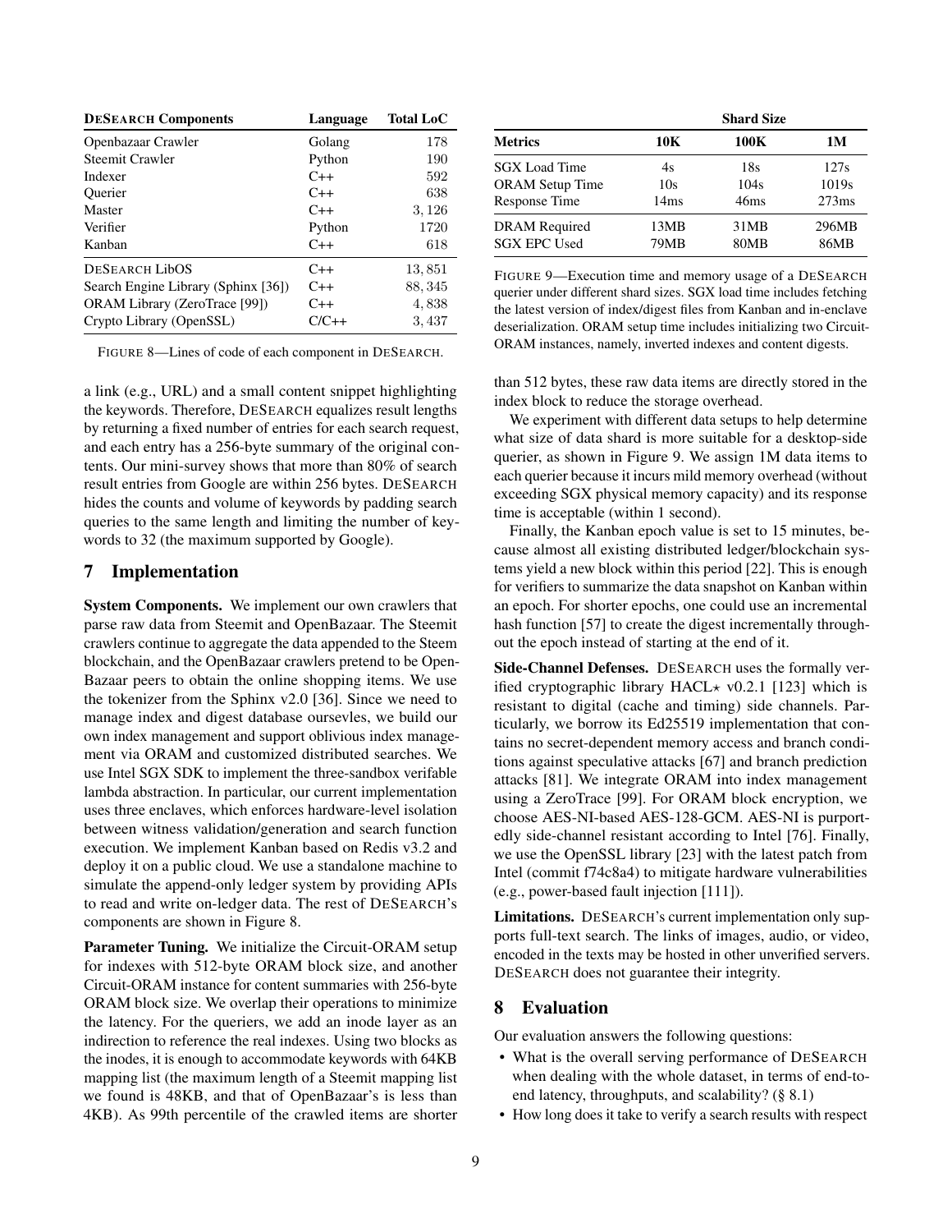| DESEARCH Components | Language | Total LoC |
|---|---|---|
| Openbazaar Crawler | Golang | 178 |
| Steemit Crawler | Python | 190 |
| Indexer | C++ | 592 |
| Querier | C++ | 638 |
| Master | C++ | 3,126 |
| Verifier | Python | 1720 |
| Kanban | C++ | 618 |
| DESEARCH LibOS | C++ | 13,851 |
| Search Engine Library (Sphinx [36]) | C++ | 88,345 |
| ORAM Library (ZeroTrace [99]) | C++ | 4,838 |
| Crypto Library (OpenSSL) | C/C++ | 3,437 |

FIGURE 8—Lines of code of each component in DESEARCH.

| | Shard Size | | |
|---|---|---|---|
| **Metrics** | **10K** | **100K** | **1M** |
| SGX Load Time | 4s | 18s | 127s |
| ORAM Setup Time | 10s | 104s | 1019s |
| Response Time | 14ms | 46ms | 273ms |
| DRAM Required | 13MB | 31MB | 296MB |
| SGX EPC Used | 79MB | 80MB | 86MB |

FIGURE 9—Execution time and memory usage of a DESEARCH querier under different shard sizes. SGX load time includes fetching the latest version of index/digest files from Kanban and in-enclave deserialization. ORAM setup time includes initializing two Circuit-ORAM instances, namely, inverted indexes and content digests.

a link (e.g., URL) and a small content snippet highlighting the keywords. Therefore, DESEARCH equalizes result lengths by returning a fixed number of entries for each search request, and each entry has a 256-byte summary of the original contents. Our mini-survey shows that more than 80% of search result entries from Google are within 256 bytes. DESEARCH hides the counts and volume of keywords by padding search queries to the same length and limiting the number of keywords to 32 (the maximum supported by Google).

## 7 Implementation

**System Components.** We implement our own crawlers that parse raw data from Steemit and OpenBazaar. The Steemit crawlers continue to aggregate the data appended to the Steem blockchain, and the OpenBazaar crawlers pretend to be OpenBazaar peers to obtain the online shopping items. We use the tokenizer from the Sphinx v2.0 [36]. Since we need to manage index and digest database oursevles, we build our own index management and support oblivious index management via ORAM and customized distributed searches. We use Intel SGX SDK to implement the three-sandbox verifable lambda abstraction. In particular, our current implementation uses three enclaves, which enforces hardware-level isolation between witness validation/generation and search function execution. We implement Kanban based on Redis v3.2 and deploy it on a public cloud. We use a standalone machine to simulate the append-only ledger system by providing APIs to read and write on-ledger data. The rest of DESEARCH's components are shown in Figure 8.

**Parameter Tuning.** We initialize the Circuit-ORAM setup for indexes with 512-byte ORAM block size, and another Circuit-ORAM instance for content summaries with 256-byte ORAM block size. We overlap their operations to minimize the latency. For the queriers, we add an inode layer as an indirection to reference the real indexes. Using two blocks as the inodes, it is enough to accommodate keywords with 64KB mapping list (the maximum length of a Steemit mapping list we found is 48KB, and that of OpenBazaar's is less than 4KB). As 99th percentile of the crawled items are shorter than 512 bytes, these raw data items are directly stored in the index block to reduce the storage overhead.

We experiment with different data setups to help determine what size of data shard is more suitable for a desktop-side querier, as shown in Figure 9. We assign 1M data items to each querier because it incurs mild memory overhead (without exceeding SGX physical memory capacity) and its response time is acceptable (within 1 second).

Finally, the Kanban epoch value is set to 15 minutes, because almost all existing distributed ledger/blockchain systems yield a new block within this period [22]. This is enough for verifiers to summarize the data snapshot on Kanban within an epoch. For shorter epochs, one could use an incremental hash function [57] to create the digest incrementally throughout the epoch instead of starting at the end of it.

**Side-Channel Defenses.** DESEARCH uses the formally verified cryptographic library HACL$\star$ v0.2.1 [123] which is resistant to digital (cache and timing) side channels. Particularly, we borrow its Ed25519 implementation that contains no secret-dependent memory access and branch conditions against speculative attacks [67] and branch prediction attacks [81]. We integrate ORAM into index management using a ZeroTrace [99]. For ORAM block encryption, we choose AES-NI-based AES-128-GCM. AES-NI is purportedly side-channel resistant according to Intel [76]. Finally, we use the OpenSSL library [23] with the latest patch from Intel (commit f74c8a4) to mitigate hardware vulnerabilities (e.g., power-based fault injection [111]).

**Limitations.** DESEARCH's current implementation only supports full-text search. The links of images, audio, or video, encoded in the texts may be hosted in other unverified servers. DESEARCH does not guarantee their integrity.

## 8 Evaluation

Our evaluation answers the following questions:

- What is the overall serving performance of DESEARCH when dealing with the whole dataset, in terms of end-to-end latency, throughputs, and scalability? (§ 8.1)
- How long does it take to verify a search results with respect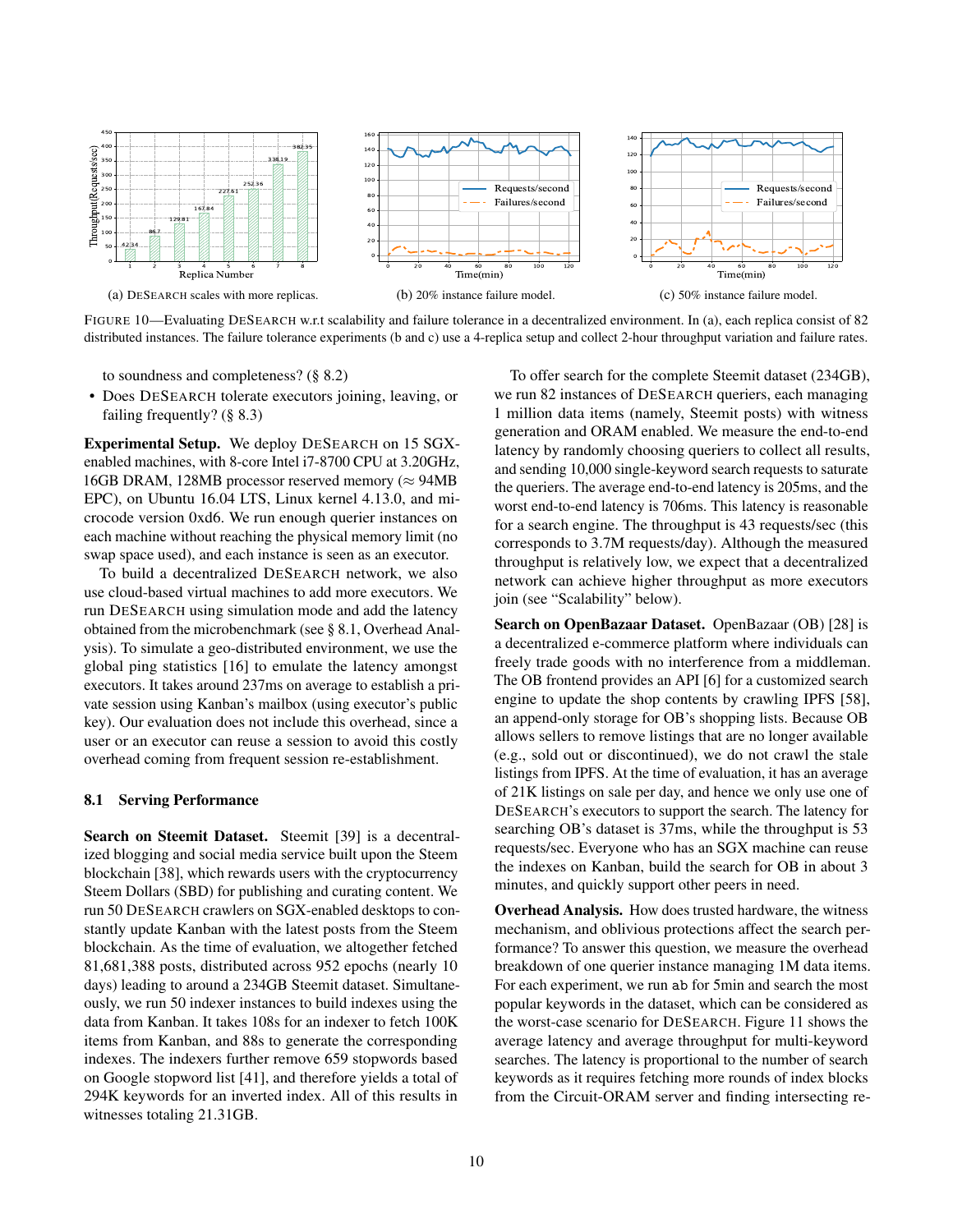(a) DESEARCH scales with more replicas.

(b) 20% instance failure model.

(c) 50% instance failure model.

FIGURE 10—Evaluating DESEARCH w.r.t scalability and failure tolerance in a decentralized environment. In (a), each replica consist of 82 distributed instances. The failure tolerance experiments (b and c) use a 4-replica setup and collect 2-hour throughput variation and failure rates.

to soundness and completeness? (§ 8.2)

- Does DESEARCH tolerate executors joining, leaving, or failing frequently? (§ 8.3)

**Experimental Setup.** We deploy DESEARCH on 15 SGX-enabled machines, with 8-core Intel i7-8700 CPU at 3.20GHz, 16GB DRAM, 128MB processor reserved memory (≈ 94MB EPC), on Ubuntu 16.04 LTS, Linux kernel 4.13.0, and microcode version 0xd6. We run enough querier instances on each machine without reaching the physical memory limit (no swap space used), and each instance is seen as an executor.

To build a decentralized DESEARCH network, we also use cloud-based virtual machines to add more executors. We run DESEARCH using simulation mode and add the latency obtained from the microbenchmark (see § 8.1, Overhead Analysis). To simulate a geo-distributed environment, we use the global ping statistics [16] to emulate the latency amongst executors. It takes around 237ms on average to establish a private session using Kanban's mailbox (using executor's public key). Our evaluation does not include this overhead, since a user or an executor can reuse a session to avoid this costly overhead coming from frequent session re-establishment.

## 8.1 Serving Performance

**Search on Steemit Dataset.** Steemit [39] is a decentralized blogging and social media service built upon the Steem blockchain [38], which rewards users with the cryptocurrency Steem Dollars (SBD) for publishing and curating content. We run 50 DESEARCH crawlers on SGX-enabled desktops to constantly update Kanban with the latest posts from the Steem blockchain. As the time of evaluation, we altogether fetched 81,681,388 posts, distributed across 952 epochs (nearly 10 days) leading to around a 234GB Steemit dataset. Simultaneously, we run 50 indexer instances to build indexes using the data from Kanban. It takes 108s for an indexer to fetch 100K items from Kanban, and 88s to generate the corresponding indexes. The indexers further remove 659 stopwords based on Google stopword list [41], and therefore yields a total of 294K keywords for an inverted index. All of this results in witnesses totaling 21.31GB.

To offer search for the complete Steemit dataset (234GB), we run 82 instances of DESEARCH queriers, each managing 1 million data items (namely, Steemit posts) with witness generation and ORAM enabled. We measure the end-to-end latency by randomly choosing queriers to collect all results, and sending 10,000 single-keyword search requests to saturate the queriers. The average end-to-end latency is 205ms, and the worst end-to-end latency is 706ms. This latency is reasonable for a search engine. The throughput is 43 requests/sec (this corresponds to 3.7M requests/day). Although the measured throughput is relatively low, we expect that a decentralized network can achieve higher throughput as more executors join (see "Scalability" below).

**Search on OpenBazaar Dataset.** OpenBazaar (OB) [28] is a decentralized e-commerce platform where individuals can freely trade goods with no interference from a middleman. The OB frontend provides an API [6] for a customized search engine to update the shop contents by crawling IPFS [58], an append-only storage for OB's shopping lists. Because OB allows sellers to remove listings that are no longer available (e.g., sold out or discontinued), we do not crawl the stale listings from IPFS. At the time of evaluation, it has an average of 21K listings on sale per day, and hence we only use one of DESEARCH's executors to support the search. The latency for searching OB's dataset is 37ms, while the throughput is 53 requests/sec. Everyone who has an SGX machine can reuse the indexes on Kanban, build the search for OB in about 3 minutes, and quickly support other peers in need.

**Overhead Analysis.** How does trusted hardware, the witness mechanism, and oblivious protections affect the search performance? To answer this question, we measure the overhead breakdown of one querier instance managing 1M data items. For each experiment, we run `ab` for 5min and search the most popular keywords in the dataset, which can be considered as the worst-case scenario for DESEARCH. Figure 11 shows the average latency and average throughput for multi-keyword searches. The latency is proportional to the number of search keywords as it requires fetching more rounds of index blocks from the Circuit-ORAM server and finding intersecting re-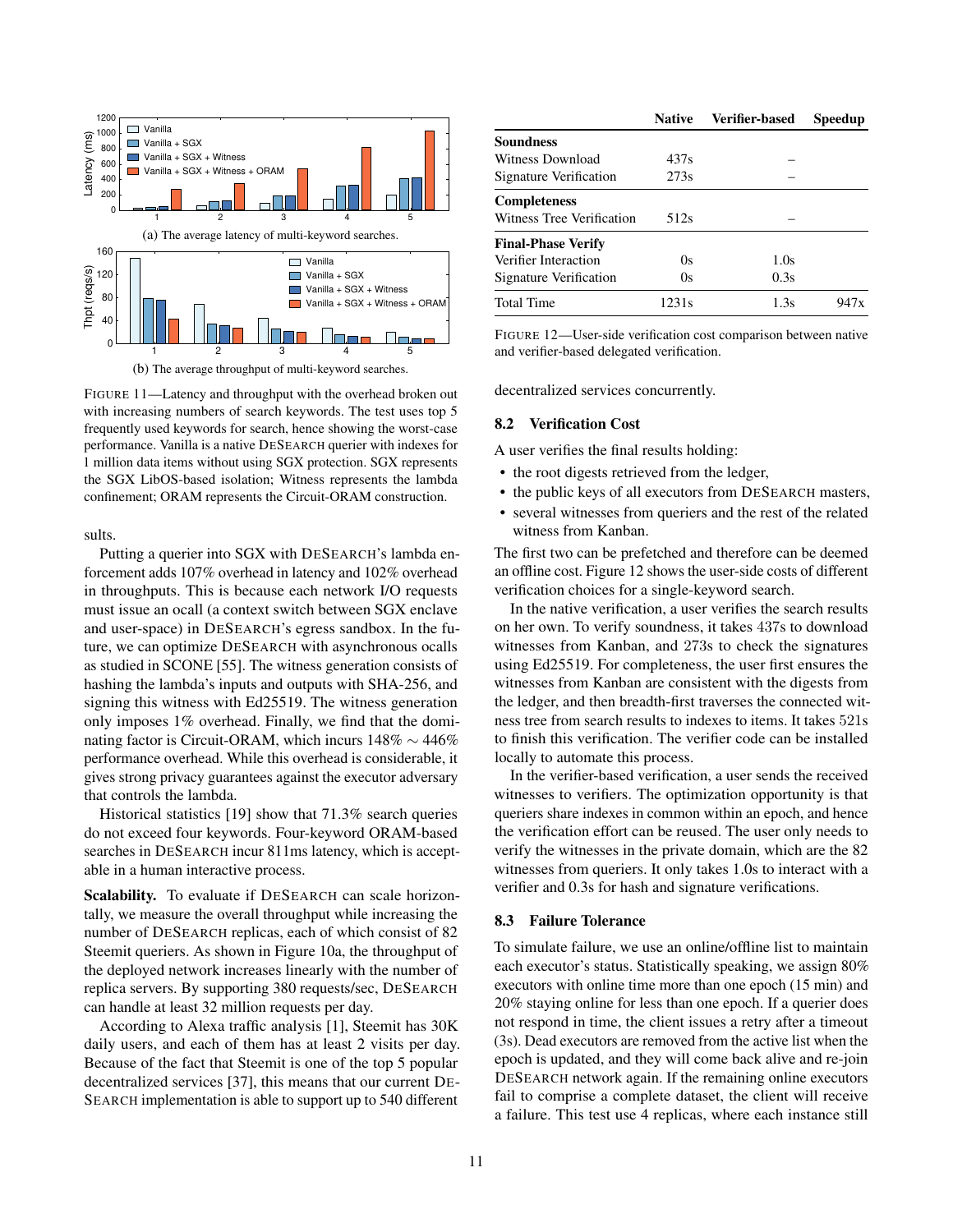(a) The average latency of multi-keyword searches.

(b) The average throughput of multi-keyword searches.

FIGURE 11—Latency and throughput with the overhead broken out with increasing numbers of search keywords. The test uses top 5 frequently used keywords for search, hence showing the worst-case performance. Vanilla is a native DESEARCH querier with indexes for 1 million data items without using SGX protection. SGX represents the SGX LibOS-based isolation; Witness represents the lambda confinement; ORAM represents the Circuit-ORAM construction.

sults.

Putting a querier into SGX with DESEARCH's lambda enforcement adds 107% overhead in latency and 102% overhead in throughputs. This is because each network I/O requests must issue an ocall (a context switch between SGX enclave and user-space) in DESEARCH's egress sandbox. In the future, we can optimize DESEARCH with asynchronous ocalls as studied in SCONE [55]. The witness generation consists of hashing the lambda's inputs and outputs with SHA-256, and signing this witness with Ed25519. The witness generation only imposes 1% overhead. Finally, we find that the dominating factor is Circuit-ORAM, which incurs 148% $\sim$ 446% performance overhead. While this overhead is considerable, it gives strong privacy guarantees against the executor adversary that controls the lambda.

Historical statistics [19] show that 71.3% search queries do not exceed four keywords. Four-keyword ORAM-based searches in DESEARCH incur 811ms latency, which is acceptable in a human interactive process.

**Scalability.** To evaluate if DESEARCH can scale horizontally, we measure the overall throughput while increasing the number of DESEARCH replicas, each of which consist of 82 Steemit queriers. As shown in Figure 10a, the throughput of the deployed network increases linearly with the number of replica servers. By supporting 380 requests/sec, DESEARCH can handle at least 32 million requests per day.

According to Alexa traffic analysis [1], Steemit has 30K daily users, and each of them has at least 2 visits per day. Because of the fact that Steemit is one of the top 5 popular decentralized services [37], this means that our current DESEARCH implementation is able to support up to 540 different decentralized services concurrently.

| | Native | Verifier-based | Speedup |
|---|---|---|---|
| **Soundness** | | | |
| Witness Download | 437s | – | |
| Signature Verification | 273s | – | |
| **Completeness** | | | |
| Witness Tree Verification | 512s | – | |
| **Final-Phase Verify** | | | |
| Verifier Interaction | 0s | 1.0s | |
| Signature Verification | 0s | 0.3s | |
| Total Time | 1231s | 1.3s | 947x |

FIGURE 12—User-side verification cost comparison between native and verifier-based delegated verification.

### 8.2 Verification Cost

A user verifies the final results holding:

- the root digests retrieved from the ledger,
- the public keys of all executors from DESEARCH masters,
- several witnesses from queriers and the rest of the related witness from Kanban.

The first two can be prefetched and therefore can be deemed an offline cost. Figure 12 shows the user-side costs of different verification choices for a single-keyword search.

In the native verification, a user verifies the search results on her own. To verify soundness, it takes 437s to download witnesses from Kanban, and 273s to check the signatures using Ed25519. For completeness, the user first ensures the witnesses from Kanban are consistent with the digests from the ledger, and then breadth-first traverses the connected witness tree from search results to indexes to items. It takes 521s to finish this verification. The verifier code can be installed locally to automate this process.

In the verifier-based verification, a user sends the received witnesses to verifiers. The optimization opportunity is that queriers share indexes in common within an epoch, and hence the verification effort can be reused. The user only needs to verify the witnesses in the private domain, which are the 82 witnesses from queriers. It only takes 1.0s to interact with a verifier and 0.3s for hash and signature verifications.

### 8.3 Failure Tolerance

To simulate failure, we use an online/offline list to maintain each executor's status. Statistically speaking, we assign 80% executors with online time more than one epoch (15 min) and 20% staying online for less than one epoch. If a querier does not respond in time, the client issues a retry after a timeout (3s). Dead executors are removed from the active list when the epoch is updated, and they will come back alive and re-join DESEARCH network again. If the remaining online executors fail to comprise a complete dataset, the client will receive a failure. This test use 4 replicas, where each instance still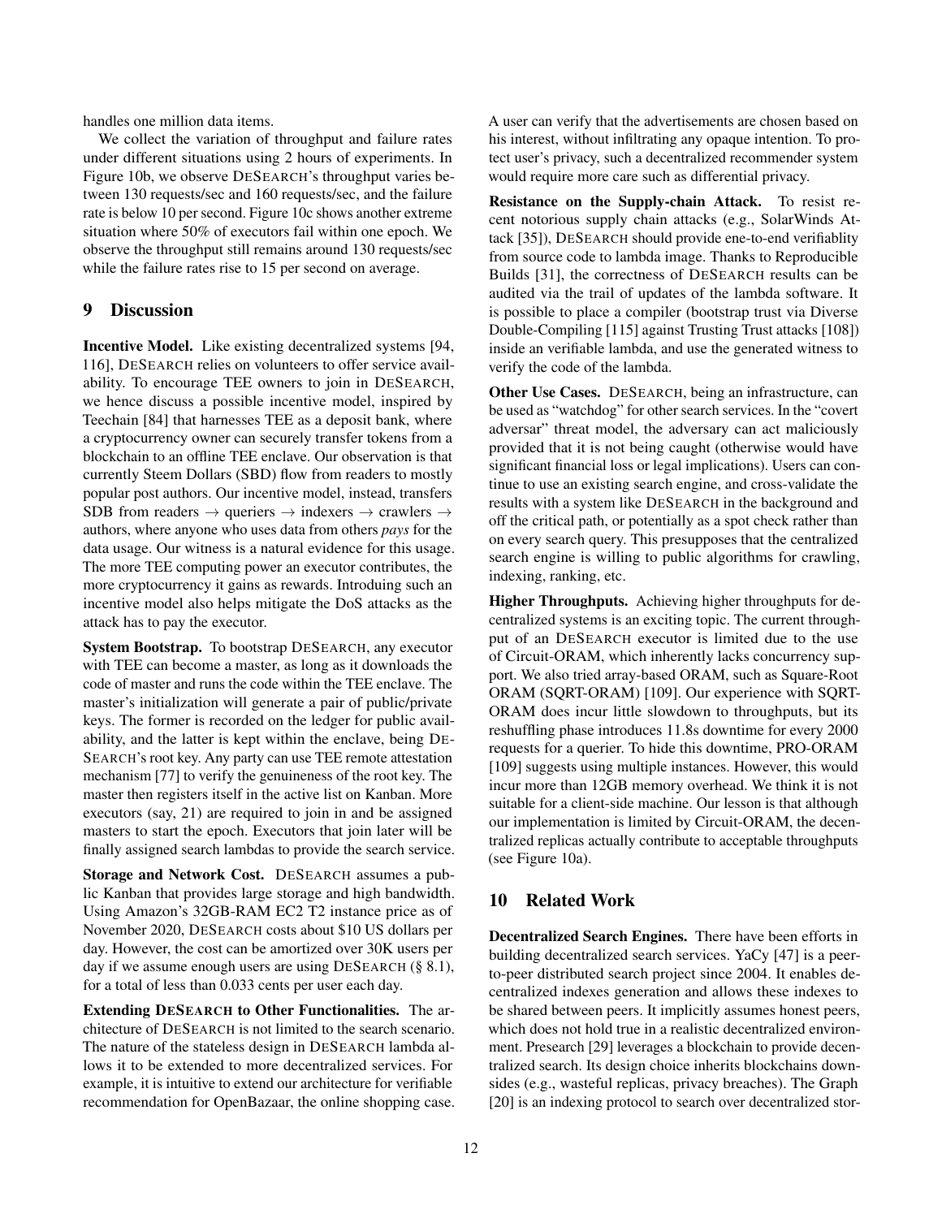handles one million data items.

We collect the variation of throughput and failure rates under different situations using 2 hours of experiments. In Figure 10b, we observe DESEARCH's throughput varies between 130 requests/sec and 160 requests/sec, and the failure rate is below 10 per second. Figure 10c shows another extreme situation where 50% of executors fail within one epoch. We observe the throughput still remains around 130 requests/sec while the failure rates rise to 15 per second on average.

## 9 Discussion

**Incentive Model.** Like existing decentralized systems [94, 116], DESEARCH relies on volunteers to offer service availability. To encourage TEE owners to join in DESEARCH, we hence discuss a possible incentive model, inspired by Teechain [84] that harnesses TEE as a deposit bank, where a cryptocurrency owner can securely transfer tokens from a blockchain to an offline TEE enclave. Our observation is that currently Steem Dollars (SBD) flow from readers to mostly popular post authors. Our incentive model, instead, transfers SDB from readers → queriers → indexers → crawlers → authors, where anyone who uses data from others *pays* for the data usage. Our witness is a natural evidence for this usage. The more TEE computing power an executor contributes, the more cryptocurrency it gains as rewards. Introduing such an incentive model also helps mitigate the DoS attacks as the attack has to pay the executor.

**System Bootstrap.** To bootstrap DESEARCH, any executor with TEE can become a master, as long as it downloads the code of master and runs the code within the TEE enclave. The master's initialization will generate a pair of public/private keys. The former is recorded on the ledger for public availability, and the latter is kept within the enclave, being DESEARCH's root key. Any party can use TEE remote attestation mechanism [77] to verify the genuineness of the root key. The master then registers itself in the active list on Kanban. More executors (say, 21) are required to join in and be assigned masters to start the epoch. Executors that join later will be finally assigned search lambdas to provide the search service.

**Storage and Network Cost.** DESEARCH assumes a public Kanban that provides large storage and high bandwidth. Using Amazon's 32GB-RAM EC2 T2 instance price as of November 2020, DESEARCH costs about $10 US dollars per day. However, the cost can be amortized over 30K users per day if we assume enough users are using DESEARCH (§ 8.1), for a total of less than 0.033 cents per user each day.

**Extending DESEARCH to Other Functionalities.** The architecture of DESEARCH is not limited to the search scenario. The nature of the stateless design in DESEARCH lambda allows it to be extended to more decentralized services. For example, it is intuitive to extend our architecture for verifiable recommendation for OpenBazaar, the online shopping case. A user can verify that the advertisements are chosen based on his interest, without infiltrating any opaque intention. To protect user's privacy, such a decentralized recommender system would require more care such as differential privacy.

**Resistance on the Supply-chain Attack.** To resist recent notorious supply chain attacks (e.g., SolarWinds Attack [35]), DESEARCH should provide ene-to-end verifiablity from source code to lambda image. Thanks to Reproducible Builds [31], the correctness of DESEARCH results can be audited via the trail of updates of the lambda software. It is possible to place a compiler (bootstrap trust via Diverse Double-Compiling [115] against Trusting Trust attacks [108]) inside an verifiable lambda, and use the generated witness to verify the code of the lambda.

**Other Use Cases.** DESEARCH, being an infrastructure, can be used as "watchdog" for other search services. In the "covert adversar" threat model, the adversary can act maliciously provided that it is not being caught (otherwise would have significant financial loss or legal implications). Users can continue to use an existing search engine, and cross-validate the results with a system like DESEARCH in the background and off the critical path, or potentially as a spot check rather than on every search query. This presupposes that the centralized search engine is willing to public algorithms for crawling, indexing, ranking, etc.

**Higher Throughputs.** Achieving higher throughputs for decentralized systems is an exciting topic. The current throughput of an DESEARCH executor is limited due to the use of Circuit-ORAM, which inherently lacks concurrency support. We also tried array-based ORAM, such as Square-Root ORAM (SQRT-ORAM) [109]. Our experience with SQRT-ORAM does incur little slowdown to throughputs, but its reshuffling phase introduces 11.8s downtime for every 2000 requests for a querier. To hide this downtime, PRO-ORAM [109] suggests using multiple instances. However, this would incur more than 12GB memory overhead. We think it is not suitable for a client-side machine. Our lesson is that although our implementation is limited by Circuit-ORAM, the decentralized replicas actually contribute to acceptable throughputs (see Figure 10a).

## 10 Related Work

**Decentralized Search Engines.** There have been efforts in building decentralized search services. YaCy [47] is a peer-to-peer distributed search project since 2004. It enables decentralized indexes generation and allows these indexes to be shared between peers. It implicitly assumes honest peers, which does not hold true in a realistic decentralized environment. Presearch [29] leverages a blockchain to provide decentralized search. Its design choice inherits blockchains downsides (e.g., wasteful replicas, privacy breaches). The Graph [20] is an indexing protocol to search over decentralized stor-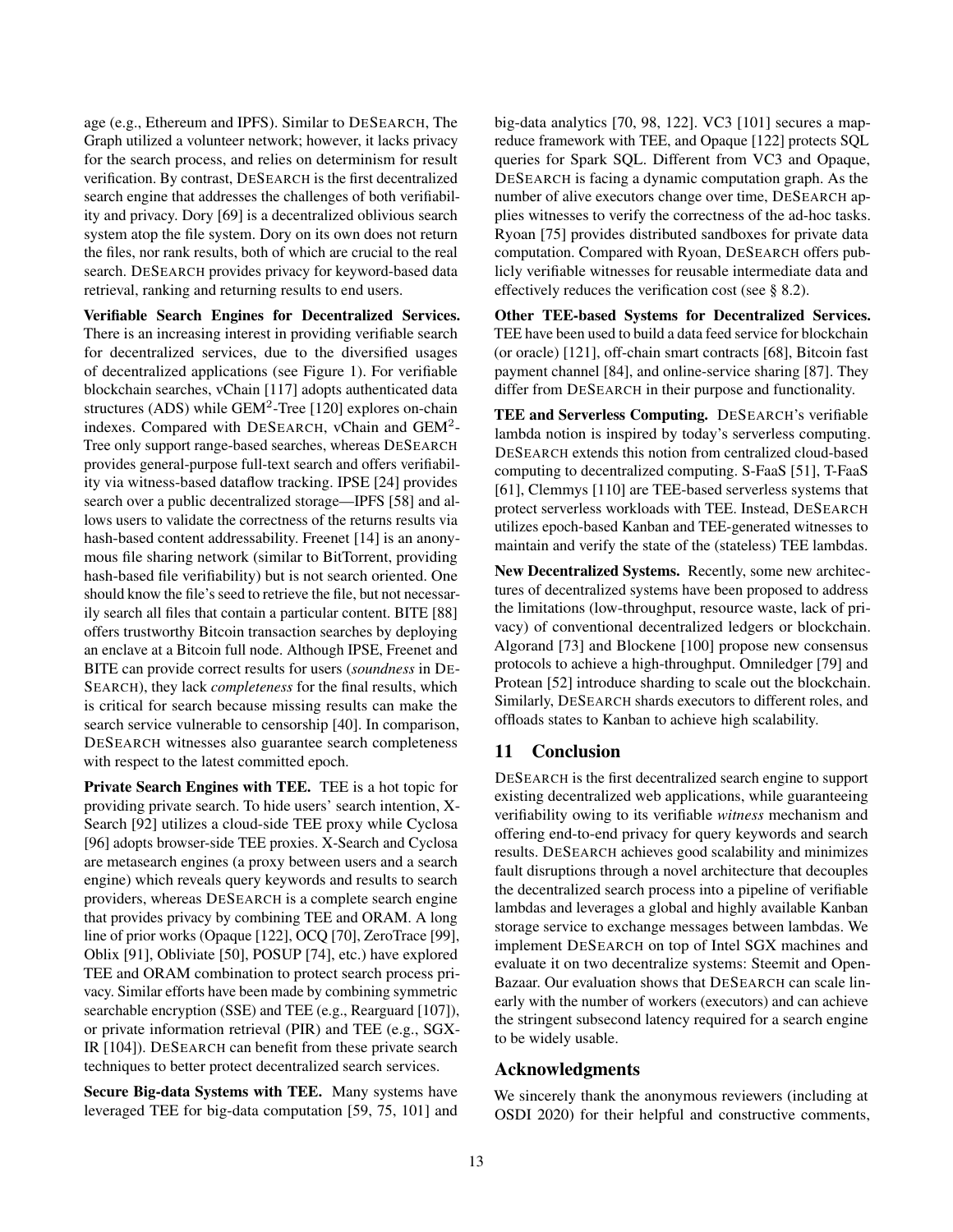age (e.g., Ethereum and IPFS). Similar to DESEARCH, The Graph utilized a volunteer network; however, it lacks privacy for the search process, and relies on determinism for result verification. By contrast, DESEARCH is the first decentralized search engine that addresses the challenges of both verifiability and privacy. Dory [69] is a decentralized oblivious search system atop the file system. Dory on its own does not return the files, nor rank results, both of which are crucial to the real search. DESEARCH provides privacy for keyword-based data retrieval, ranking and returning results to end users.

**Verifiable Search Engines for Decentralized Services.** There is an increasing interest in providing verifiable search for decentralized services, due to the diversified usages of decentralized applications (see Figure 1). For verifiable blockchain searches, vChain [117] adopts authenticated data structures (ADS) while $\text{GEM}^2$-Tree [120] explores on-chain indexes. Compared with DESEARCH, vChain and $\text{GEM}^2$-Tree only support range-based searches, whereas DESEARCH provides general-purpose full-text search and offers verifiability via witness-based dataflow tracking. IPSE [24] provides search over a public decentralized storage—IPFS [58] and allows users to validate the correctness of the returns results via hash-based content addressability. Freenet [14] is an anonymous file sharing network (similar to BitTorrent, providing hash-based file verifiability) but is not search oriented. One should know the file's seed to retrieve the file, but not necessarily search all files that contain a particular content. BITE [88] offers trustworthy Bitcoin transaction searches by deploying an enclave at a Bitcoin full node. Although IPSE, Freenet and BITE can provide correct results for users (*soundness* in DESEARCH), they lack *completeness* for the final results, which is critical for search because missing results can make the search service vulnerable to censorship [40]. In comparison, DESEARCH witnesses also guarantee search completeness with respect to the latest committed epoch.

**Private Search Engines with TEE.** TEE is a hot topic for providing private search. To hide users' search intention, X-Search [92] utilizes a cloud-side TEE proxy while Cyclosa [96] adopts browser-side TEE proxies. X-Search and Cyclosa are metasearch engines (a proxy between users and a search engine) which reveals query keywords and results to search providers, whereas DESEARCH is a complete search engine that provides privacy by combining TEE and ORAM. A long line of prior works (Opaque [122], OCQ [70], ZeroTrace [99], Oblix [91], Obliviate [50], POSUP [74], etc.) have explored TEE and ORAM combination to protect search process privacy. Similar efforts have been made by combining symmetric searchable encryption (SSE) and TEE (e.g., Rearguard [107]), or private information retrieval (PIR) and TEE (e.g., SGX-IR [104]). DESEARCH can benefit from these private search techniques to better protect decentralized search services.

**Secure Big-data Systems with TEE.** Many systems have leveraged TEE for big-data computation [59, 75, 101] and big-data analytics [70, 98, 122]. VC3 [101] secures a map-reduce framework with TEE, and Opaque [122] protects SQL queries for Spark SQL. Different from VC3 and Opaque, DESEARCH is facing a dynamic computation graph. As the number of alive executors change over time, DESEARCH applies witnesses to verify the correctness of the ad-hoc tasks. Ryoan [75] provides distributed sandboxes for private data computation. Compared with Ryoan, DESEARCH offers publicly verifiable witnesses for reusable intermediate data and effectively reduces the verification cost (see § 8.2).

**Other TEE-based Systems for Decentralized Services.** TEE have been used to build a data feed service for blockchain (or oracle) [121], off-chain smart contracts [68], Bitcoin fast payment channel [84], and online-service sharing [87]. They differ from DESEARCH in their purpose and functionality.

**TEE and Serverless Computing.** DESEARCH's verifiable lambda notion is inspired by today's serverless computing. DESEARCH extends this notion from centralized cloud-based computing to decentralized computing. S-FaaS [51], T-FaaS [61], Clemmys [110] are TEE-based serverless systems that protect serverless workloads with TEE. Instead, DESEARCH utilizes epoch-based Kanban and TEE-generated witnesses to maintain and verify the state of the (stateless) TEE lambdas.

**New Decentralized Systems.** Recently, some new architectures of decentralized systems have been proposed to address the limitations (low-throughput, resource waste, lack of privacy) of conventional decentralized ledgers or blockchain. Algorand [73] and Blockene [100] propose new consensus protocols to achieve a high-throughput. Omniledger [79] and Protean [52] introduce sharding to scale out the blockchain. Similarly, DESEARCH shards executors to different roles, and offloads states to Kanban to achieve high scalability.

## 11 Conclusion

DESEARCH is the first decentralized search engine to support existing decentralized web applications, while guaranteeing verifiability owing to its verifiable *witness* mechanism and offering end-to-end privacy for query keywords and search results. DESEARCH achieves good scalability and minimizes fault disruptions through a novel architecture that decouples the decentralized search process into a pipeline of verifiable lambdas and leverages a global and highly available Kanban storage service to exchange messages between lambdas. We implement DESEARCH on top of Intel SGX machines and evaluate it on two decentralize systems: Steemit and OpenBazaar. Our evaluation shows that DESEARCH can scale linearly with the number of workers (executors) and can achieve the stringent subsecond latency required for a search engine to be widely usable.

## Acknowledgments

We sincerely thank the anonymous reviewers (including at OSDI 2020) for their helpful and constructive comments,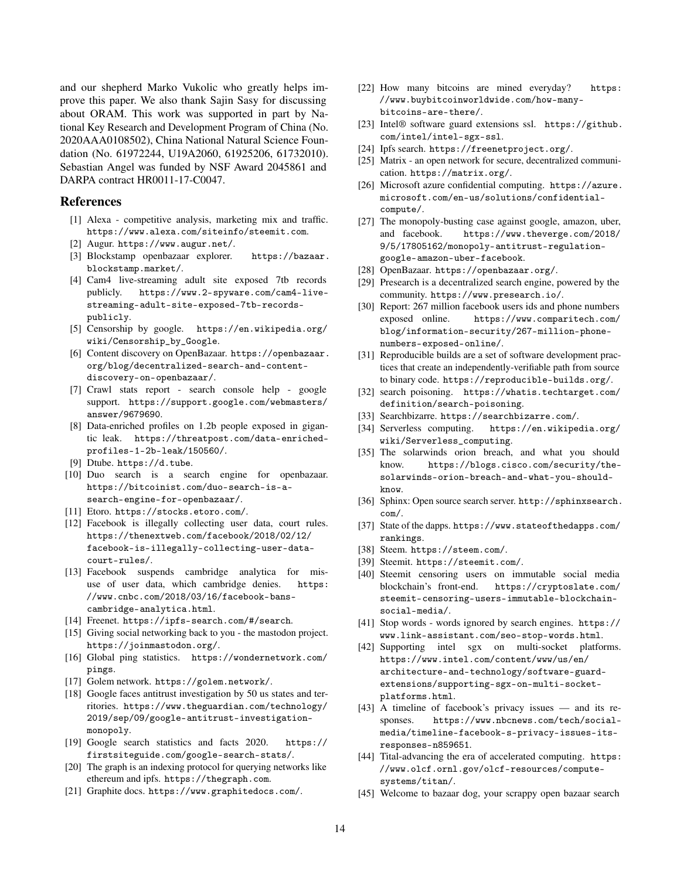and our shepherd Marko Vukolic who greatly helps improve this paper. We also thank Sajin Sasy for discussing about ORAM. This work was supported in part by National Key Research and Development Program of China (No. 2020AAA0108502), China National Natural Science Foundation (No. 61972244, U19A2060, 61925206, 61732010). Sebastian Angel was funded by NSF Award 2045861 and DARPA contract HR0011-17-C0047.

## References

[1] Alexa - competitive analysis, marketing mix and traffic. https://www.alexa.com/siteinfo/steemit.com.

[2] Augur. https://www.augur.net/.

[3] Blockstamp openbazaar explorer. https://bazaar.blockstamp.market/.

[4] Cam4 live-streaming adult site exposed 7tb records publicly. https://www.2-spyware.com/cam4-live-streaming-adult-site-exposed-7tb-records-publicly.

[5] Censorship by google. https://en.wikipedia.org/wiki/Censorship_by_Google.

[6] Content discovery on OpenBazaar. https://openbazaar.org/blog/decentralized-search-and-content-discovery-on-openbazaar/.

[7] Crawl stats report - search console help - google support. https://support.google.com/webmasters/answer/9679690.

[8] Data-enriched profiles on 1.2b people exposed in gigantic leak. https://threatpost.com/data-enriched-profiles-1-2b-leak/150560/.

[9] Dtube. https://d.tube.

[10] Duo search is a search engine for openbazaar. https://bitcoinist.com/duo-search-is-a-search-engine-for-openbazaar/.

[11] Etoro. https://stocks.etoro.com/.

[12] Facebook is illegally collecting user data, court rules. https://thenextweb.com/facebook/2018/02/12/facebook-is-illegally-collecting-user-data-court-rules/.

[13] Facebook suspends cambridge analytica for misuse of user data, which cambridge denies. https://www.cnbc.com/2018/03/16/facebook-bans-cambridge-analytica.html.

[14] Freenet. https://ipfs-search.com/#/search.

[15] Giving social networking back to you - the mastodon project. https://joinmastodon.org/.

[16] Global ping statistics. https://wondernetwork.com/pings.

[17] Golem network. https://golem.network/.

[18] Google faces antitrust investigation by 50 us states and territories. https://www.theguardian.com/technology/2019/sep/09/google-antitrust-investigation-monopoly.

[19] Google search statistics and facts 2020. https://firstsiteguide.com/google-search-stats/.

[20] The graph is an indexing protocol for querying networks like ethereum and ipfs. https://thegraph.com.

[21] Graphite docs. https://www.graphitedocs.com/.

[22] How many bitcoins are mined everyday? https://www.buybitcoinworldwide.com/how-many-bitcoins-are-there/.

[23] Intel® software guard extensions ssl. https://github.com/intel/intel-sgx-ssl.

[24] Ipfs search. https://freenetproject.org/.

[25] Matrix - an open network for secure, decentralized communication. https://matrix.org/.

[26] Microsoft azure confidential computing. https://azure.microsoft.com/en-us/solutions/confidential-compute/.

[27] The monopoly-busting case against google, amazon, uber, and facebook. https://www.theverge.com/2018/9/5/17805162/monopoly-antitrust-regulation-google-amazon-uber-facebook.

[28] OpenBazaar. https://openbazaar.org/.

[29] Presearch is a decentralized search engine, powered by the community. https://www.presearch.io/.

[30] Report: 267 million facebook users ids and phone numbers exposed online. https://www.comparitech.com/blog/information-security/267-million-phone-numbers-exposed-online/.

[31] Reproducible builds are a set of software development practices that create an independently-verifiable path from source to binary code. https://reproducible-builds.org/.

[32] search poisoning. https://whatis.techtarget.com/definition/search-poisoning.

[33] Searchbizarre. https://searchbizarre.com/.

[34] Serverless computing. https://en.wikipedia.org/wiki/Serverless_computing.

[35] The solarwinds orion breach, and what you should know. https://blogs.cisco.com/security/the-solarwinds-orion-breach-and-what-you-should-know.

[36] Sphinx: Open source search server. http://sphinxsearch.com/.

[37] State of the dapps. https://www.stateofthedapps.com/rankings.

[38] Steem. https://steem.com/.

[39] Steemit. https://steemit.com/.

[40] Steemit censoring users on immutable social media blockchain's front-end. https://cryptoslate.com/steemit-censoring-users-immutable-blockchain-social-media/.

[41] Stop words - words ignored by search engines. https://www.link-assistant.com/seo-stop-words.html.

[42] Supporting intel sgx on multi-socket platforms. https://www.intel.com/content/www/us/en/architecture-and-technology/software-guard-extensions/supporting-sgx-on-multi-socket-platforms.html.

[43] A timeline of facebook's privacy issues — and its responses. https://www.nbcnews.com/tech/social-media/timeline-facebook-s-privacy-issues-its-responses-n859651.

[44] Tital-advancing the era of accelerated computing. https://www.olcf.ornl.gov/olcf-resources/compute-systems/titan/.

[45] Welcome to bazaar dog, your scrappy open bazaar search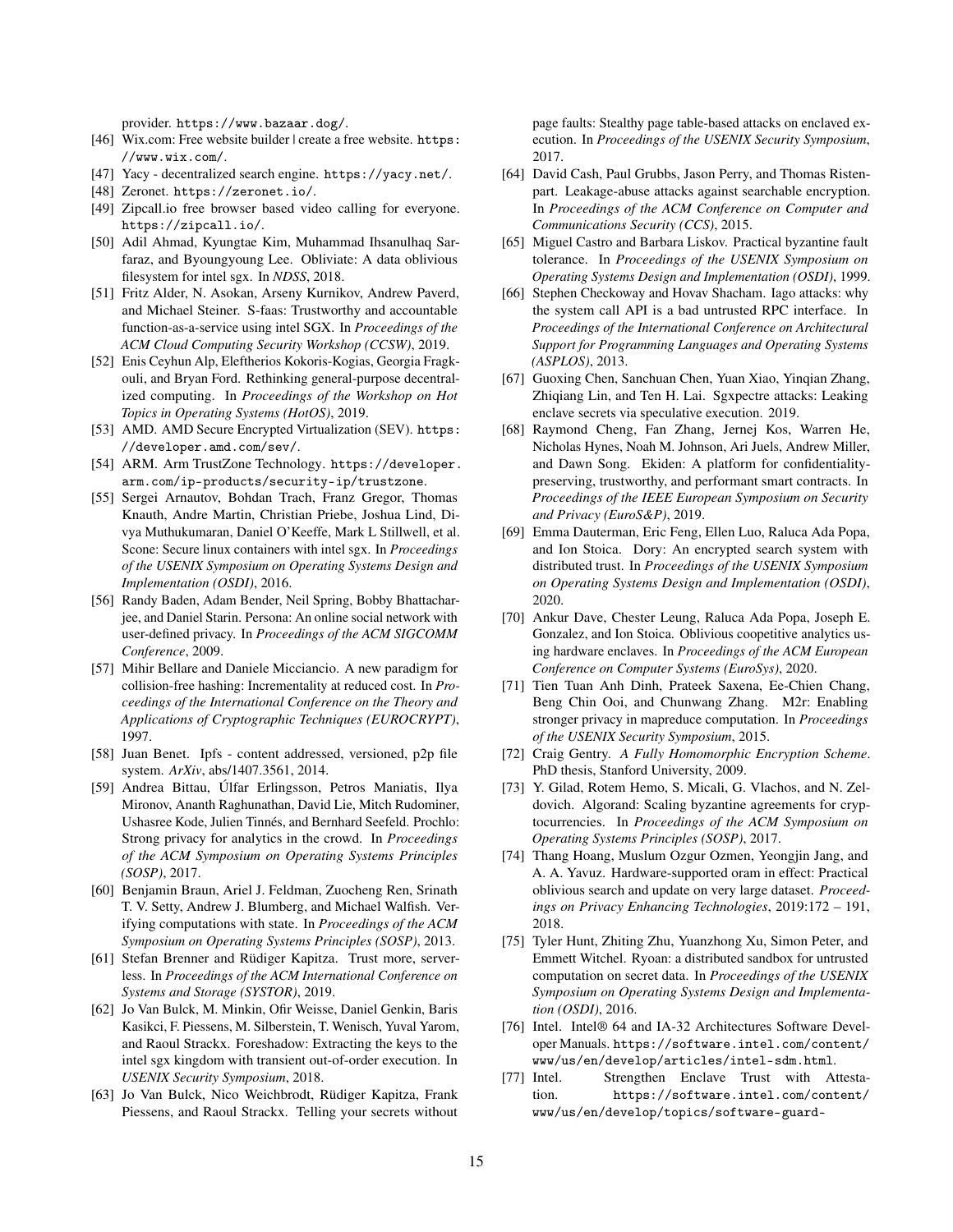provider. https://www.bazaar.dog/.

[46] Wix.com: Free website builder | create a free website. https://www.wix.com/.

[47] Yacy - decentralized search engine. https://yacy.net/.

[48] Zeronet. https://zeronet.io/.

[49] Zipcall.io free browser based video calling for everyone. https://zipcall.io/.

[50] Adil Ahmad, Kyungtae Kim, Muhammad Ihsanulhaq Sarfaraz, and Byoungyoung Lee. Obliviate: A data oblivious filesystem for intel sgx. In *NDSS*, 2018.

[51] Fritz Alder, N. Asokan, Arseny Kurnikov, Andrew Paverd, and Michael Steiner. S-faas: Trustworthy and accountable function-as-a-service using intel SGX. In *Proceedings of the ACM Cloud Computing Security Workshop (CCSW)*, 2019.

[52] Enis Ceyhun Alp, Eleftherios Kokoris-Kogias, Georgia Fragkouli, and Bryan Ford. Rethinking general-purpose decentralized computing. In *Proceedings of the Workshop on Hot Topics in Operating Systems (HotOS)*, 2019.

[53] AMD. AMD Secure Encrypted Virtualization (SEV). https://developer.amd.com/sev/.

[54] ARM. Arm TrustZone Technology. https://developer.arm.com/ip-products/security-ip/trustzone.

[55] Sergei Arnautov, Bohdan Trach, Franz Gregor, Thomas Knauth, Andre Martin, Christian Priebe, Joshua Lind, Divya Muthukumaran, Daniel O'Keeffe, Mark L Stillwell, et al. Scone: Secure linux containers with intel sgx. In *Proceedings of the USENIX Symposium on Operating Systems Design and Implementation (OSDI)*, 2016.

[56] Randy Baden, Adam Bender, Neil Spring, Bobby Bhattacharjee, and Daniel Starin. Persona: An online social network with user-defined privacy. In *Proceedings of the ACM SIGCOMM Conference*, 2009.

[57] Mihir Bellare and Daniele Micciancio. A new paradigm for collision-free hashing: Incrementality at reduced cost. In *Proceedings of the International Conference on the Theory and Applications of Cryptographic Techniques (EUROCRYPT)*, 1997.

[58] Juan Benet. Ipfs - content addressed, versioned, p2p file system. *ArXiv*, abs/1407.3561, 2014.

[59] Andrea Bittau, Úlfar Erlingsson, Petros Maniatis, Ilya Mironov, Ananth Raghunathan, David Lie, Mitch Rudominer, Ushasree Kode, Julien Tinnés, and Bernhard Seefeld. Prochlo: Strong privacy for analytics in the crowd. In *Proceedings of the ACM Symposium on Operating Systems Principles (SOSP)*, 2017.

[60] Benjamin Braun, Ariel J. Feldman, Zuocheng Ren, Srinath T. V. Setty, Andrew J. Blumberg, and Michael Walfish. Verifying computations with state. In *Proceedings of the ACM Symposium on Operating Systems Principles (SOSP)*, 2013.

[61] Stefan Brenner and Rüdiger Kapitza. Trust more, serverless. In *Proceedings of the ACM International Conference on Systems and Storage (SYSTOR)*, 2019.

[62] Jo Van Bulck, M. Minkin, Ofir Weisse, Daniel Genkin, Baris Kasikci, F. Piessens, M. Silberstein, T. Wenisch, Yuval Yarom, and Raoul Strackx. Foreshadow: Extracting the keys to the intel sgx kingdom with transient out-of-order execution. In *USENIX Security Symposium*, 2018.

[63] Jo Van Bulck, Nico Weichbrodt, Rüdiger Kapitza, Frank Piessens, and Raoul Strackx. Telling your secrets without page faults: Stealthy page table-based attacks on enclaved execution. In *Proceedings of the USENIX Security Symposium*, 2017.

[64] David Cash, Paul Grubbs, Jason Perry, and Thomas Ristenpart. Leakage-abuse attacks against searchable encryption. In *Proceedings of the ACM Conference on Computer and Communications Security (CCS)*, 2015.

[65] Miguel Castro and Barbara Liskov. Practical byzantine fault tolerance. In *Proceedings of the USENIX Symposium on Operating Systems Design and Implementation (OSDI)*, 1999.

[66] Stephen Checkoway and Hovav Shacham. Iago attacks: why the system call API is a bad untrusted RPC interface. In *Proceedings of the International Conference on Architectural Support for Programming Languages and Operating Systems (ASPLOS)*, 2013.

[67] Guoxing Chen, Sanchuan Chen, Yuan Xiao, Yinqian Zhang, Zhiqiang Lin, and Ten H. Lai. Sgxpectre attacks: Leaking enclave secrets via speculative execution. 2019.

[68] Raymond Cheng, Fan Zhang, Jernej Kos, Warren He, Nicholas Hynes, Noah M. Johnson, Ari Juels, Andrew Miller, and Dawn Song. Ekiden: A platform for confidentiality-preserving, trustworthy, and performant smart contracts. In *Proceedings of the IEEE European Symposium on Security and Privacy (EuroS&P)*, 2019.

[69] Emma Dauterman, Eric Feng, Ellen Luo, Raluca Ada Popa, and Ion Stoica. Dory: An encrypted search system with distributed trust. In *Proceedings of the USENIX Symposium on Operating Systems Design and Implementation (OSDI)*, 2020.

[70] Ankur Dave, Chester Leung, Raluca Ada Popa, Joseph E. Gonzalez, and Ion Stoica. Oblivious coopetitive analytics using hardware enclaves. In *Proceedings of the ACM European Conference on Computer Systems (EuroSys)*, 2020.

[71] Tien Tuan Anh Dinh, Prateek Saxena, Ee-Chien Chang, Beng Chin Ooi, and Chunwang Zhang. M2r: Enabling stronger privacy in mapreduce computation. In *Proceedings of the USENIX Security Symposium*, 2015.

[72] Craig Gentry. *A Fully Homomorphic Encryption Scheme*. PhD thesis, Stanford University, 2009.

[73] Y. Gilad, Rotem Hemo, S. Micali, G. Vlachos, and N. Zeldovich. Algorand: Scaling byzantine agreements for cryptocurrencies. In *Proceedings of the ACM Symposium on Operating Systems Principles (SOSP)*, 2017.

[74] Thang Hoang, Muslum Ozgur Ozmen, Yeongjin Jang, and A. A. Yavuz. Hardware-supported oram in effect: Practical oblivious search and update on very large dataset. *Proceedings on Privacy Enhancing Technologies*, 2019:172 – 191, 2018.

[75] Tyler Hunt, Zhiting Zhu, Yuanzhong Xu, Simon Peter, and Emmett Witchel. Ryoan: a distributed sandbox for untrusted computation on secret data. In *Proceedings of the USENIX Symposium on Operating Systems Design and Implementation (OSDI)*, 2016.

[76] Intel. Intel® 64 and IA-32 Architectures Software Developer Manuals. https://software.intel.com/content/www/us/en/develop/articles/intel-sdm.html.

[77] Intel. Strengthen Enclave Trust with Attestation. https://software.intel.com/content/www/us/en/develop/topics/software-guard-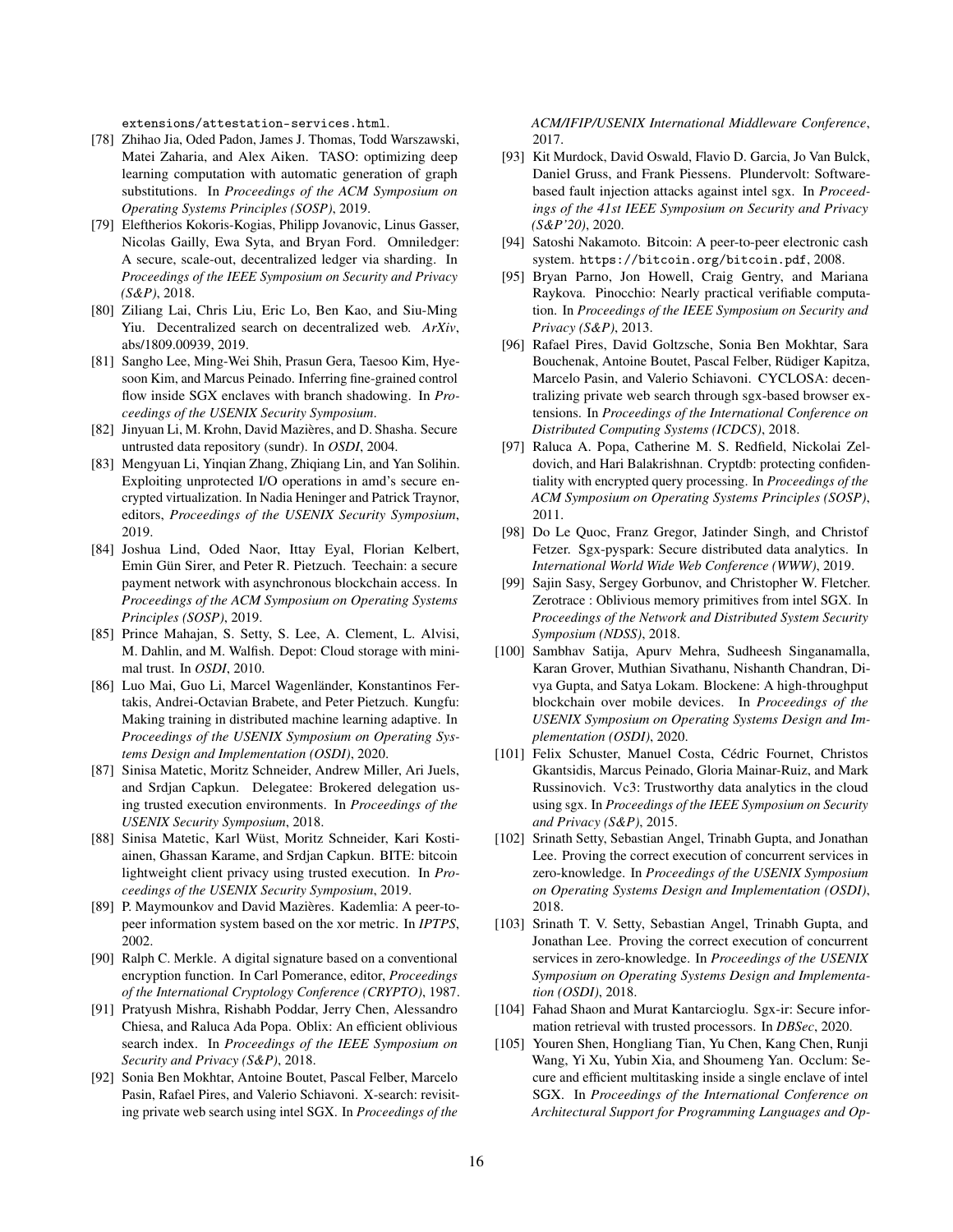extensions/attestation-services.html.

[78] Zhihao Jia, Oded Padon, James J. Thomas, Todd Warszawski, Matei Zaharia, and Alex Aiken. TASO: optimizing deep learning computation with automatic generation of graph substitutions. In *Proceedings of the ACM Symposium on Operating Systems Principles (SOSP)*, 2019.

[79] Eleftherios Kokoris-Kogias, Philipp Jovanovic, Linus Gasser, Nicolas Gailly, Ewa Syta, and Bryan Ford. Omniledger: A secure, scale-out, decentralized ledger via sharding. In *Proceedings of the IEEE Symposium on Security and Privacy (S&P)*, 2018.

[80] Ziliang Lai, Chris Liu, Eric Lo, Ben Kao, and Siu-Ming Yiu. Decentralized search on decentralized web. *ArXiv*, abs/1809.00939, 2019.

[81] Sangho Lee, Ming-Wei Shih, Prasun Gera, Taesoo Kim, Hyesoon Kim, and Marcus Peinado. Inferring fine-grained control flow inside SGX enclaves with branch shadowing. In *Proceedings of the USENIX Security Symposium*.

[82] Jinyuan Li, M. Krohn, David Mazières, and D. Shasha. Secure untrusted data repository (sundr). In *OSDI*, 2004.

[83] Mengyuan Li, Yinqian Zhang, Zhiqiang Lin, and Yan Solihin. Exploiting unprotected I/O operations in amd's secure encrypted virtualization. In Nadia Heninger and Patrick Traynor, editors, *Proceedings of the USENIX Security Symposium*, 2019.

[84] Joshua Lind, Oded Naor, Ittay Eyal, Florian Kelbert, Emin Gün Sirer, and Peter R. Pietzuch. Teechain: a secure payment network with asynchronous blockchain access. In *Proceedings of the ACM Symposium on Operating Systems Principles (SOSP)*, 2019.

[85] Prince Mahajan, S. Setty, S. Lee, A. Clement, L. Alvisi, M. Dahlin, and M. Walfish. Depot: Cloud storage with minimal trust. In *OSDI*, 2010.

[86] Luo Mai, Guo Li, Marcel Wagenländer, Konstantinos Fertakis, Andrei-Octavian Brabete, and Peter Pietzuch. Kungfu: Making training in distributed machine learning adaptive. In *Proceedings of the USENIX Symposium on Operating Systems Design and Implementation (OSDI)*, 2020.

[87] Sinisa Matetic, Moritz Schneider, Andrew Miller, Ari Juels, and Srdjan Capkun. Delegatee: Brokered delegation using trusted execution environments. In *Proceedings of the USENIX Security Symposium*, 2018.

[88] Sinisa Matetic, Karl Wüst, Moritz Schneider, Kari Kostiainen, Ghassan Karame, and Srdjan Capkun. BITE: bitcoin lightweight client privacy using trusted execution. In *Proceedings of the USENIX Security Symposium*, 2019.

[89] P. Maymounkov and David Mazières. Kademlia: A peer-topeer information system based on the xor metric. In *IPTPS*, 2002.

[90] Ralph C. Merkle. A digital signature based on a conventional encryption function. In Carl Pomerance, editor, *Proceedings of the International Cryptology Conference (CRYPTO)*, 1987.

[91] Pratyush Mishra, Rishabh Poddar, Jerry Chen, Alessandro Chiesa, and Raluca Ada Popa. Oblix: An efficient oblivious search index. In *Proceedings of the IEEE Symposium on Security and Privacy (S&P)*, 2018.

[92] Sonia Ben Mokhtar, Antoine Boutet, Pascal Felber, Marcelo Pasin, Rafael Pires, and Valerio Schiavoni. X-search: revisiting private web search using intel SGX. In *Proceedings of the ACM/IFIP/USENIX International Middleware Conference*, 2017.

[93] Kit Murdock, David Oswald, Flavio D. Garcia, Jo Van Bulck, Daniel Gruss, and Frank Piessens. Plundervolt: Software-based fault injection attacks against intel sgx. In *Proceedings of the 41st IEEE Symposium on Security and Privacy (S&P'20)*, 2020.

[94] Satoshi Nakamoto. Bitcoin: A peer-to-peer electronic cash system. https://bitcoin.org/bitcoin.pdf, 2008.

[95] Bryan Parno, Jon Howell, Craig Gentry, and Mariana Raykova. Pinocchio: Nearly practical verifiable computation. In *Proceedings of the IEEE Symposium on Security and Privacy (S&P)*, 2013.

[96] Rafael Pires, David Goltzsche, Sonia Ben Mokhtar, Sara Bouchenak, Antoine Boutet, Pascal Felber, Rüdiger Kapitza, Marcelo Pasin, and Valerio Schiavoni. CYCLOSA: decentralizing private web search through sgx-based browser extensions. In *Proceedings of the International Conference on Distributed Computing Systems (ICDCS)*, 2018.

[97] Raluca A. Popa, Catherine M. S. Redfield, Nickolai Zeldovich, and Hari Balakrishnan. Cryptdb: protecting confidentiality with encrypted query processing. In *Proceedings of the ACM Symposium on Operating Systems Principles (SOSP)*, 2011.

[98] Do Le Quoc, Franz Gregor, Jatinder Singh, and Christof Fetzer. Sgx-pyspark: Secure distributed data analytics. In *International World Wide Web Conference (WWW)*, 2019.

[99] Sajin Sasy, Sergey Gorbunov, and Christopher W. Fletcher. Zerotrace : Oblivious memory primitives from intel SGX. In *Proceedings of the Network and Distributed System Security Symposium (NDSS)*, 2018.

[100] Sambhav Satija, Apurv Mehra, Sudheesh Singanamalla, Karan Grover, Muthian Sivathanu, Nishanth Chandran, Divya Gupta, and Satya Lokam. Blockene: A high-throughput blockchain over mobile devices. In *Proceedings of the USENIX Symposium on Operating Systems Design and Implementation (OSDI)*, 2020.

[101] Felix Schuster, Manuel Costa, Cédric Fournet, Christos Gkantsidis, Marcus Peinado, Gloria Mainar-Ruiz, and Mark Russinovich. Vc3: Trustworthy data analytics in the cloud using sgx. In *Proceedings of the IEEE Symposium on Security and Privacy (S&P)*, 2015.

[102] Srinath Setty, Sebastian Angel, Trinabh Gupta, and Jonathan Lee. Proving the correct execution of concurrent services in zero-knowledge. In *Proceedings of the USENIX Symposium on Operating Systems Design and Implementation (OSDI)*, 2018.

[103] Srinath T. V. Setty, Sebastian Angel, Trinabh Gupta, and Jonathan Lee. Proving the correct execution of concurrent services in zero-knowledge. In *Proceedings of the USENIX Symposium on Operating Systems Design and Implementation (OSDI)*, 2018.

[104] Fahad Shaon and Murat Kantarcioglu. Sgx-ir: Secure information retrieval with trusted processors. In *DBSec*, 2020.

[105] Youren Shen, Hongliang Tian, Yu Chen, Kang Chen, Runji Wang, Yi Xu, Yubin Xia, and Shoumeng Yan. Occlum: Secure and efficient multitasking inside a single enclave of intel SGX. In *Proceedings of the International Conference on Architectural Support for Programming Languages and Op-*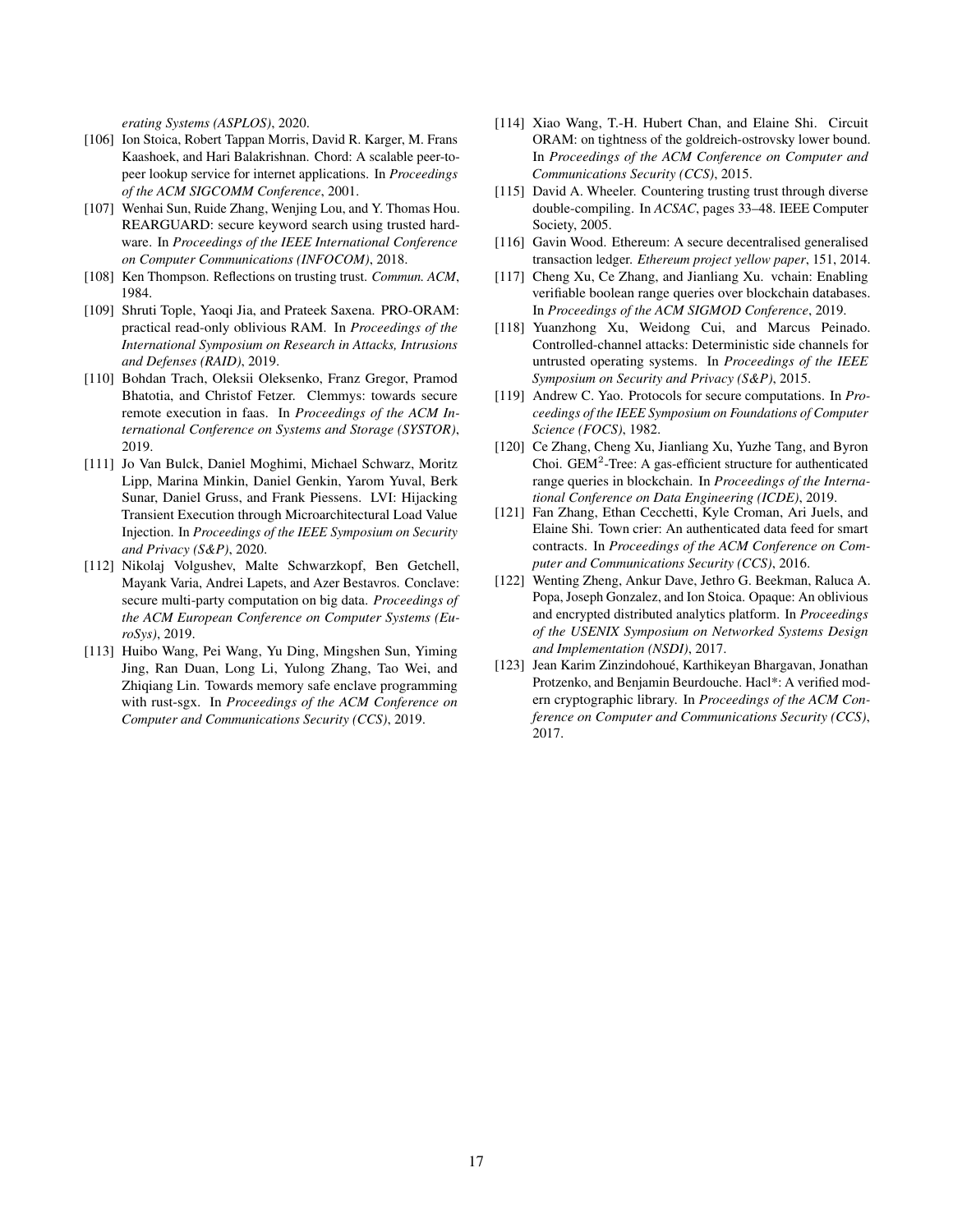*erating Systems (ASPLOS)*, 2020.

[106] Ion Stoica, Robert Tappan Morris, David R. Karger, M. Frans Kaashoek, and Hari Balakrishnan. Chord: A scalable peer-to-peer lookup service for internet applications. In *Proceedings of the ACM SIGCOMM Conference*, 2001.

[107] Wenhai Sun, Ruide Zhang, Wenjing Lou, and Y. Thomas Hou. REARGUARD: secure keyword search using trusted hardware. In *Proceedings of the IEEE International Conference on Computer Communications (INFOCOM)*, 2018.

[108] Ken Thompson. Reflections on trusting trust. *Commun. ACM*, 1984.

[109] Shruti Tople, Yaoqi Jia, and Prateek Saxena. PRO-ORAM: practical read-only oblivious RAM. In *Proceedings of the International Symposium on Research in Attacks, Intrusions and Defenses (RAID)*, 2019.

[110] Bohdan Trach, Oleksii Oleksenko, Franz Gregor, Pramod Bhatotia, and Christof Fetzer. Clemmys: towards secure remote execution in faas. In *Proceedings of the ACM International Conference on Systems and Storage (SYSTOR)*, 2019.

[111] Jo Van Bulck, Daniel Moghimi, Michael Schwarz, Moritz Lipp, Marina Minkin, Daniel Genkin, Yarom Yuval, Berk Sunar, Daniel Gruss, and Frank Piessens. LVI: Hijacking Transient Execution through Microarchitectural Load Value Injection. In *Proceedings of the IEEE Symposium on Security and Privacy (S&P)*, 2020.

[112] Nikolaj Volgushev, Malte Schwarzkopf, Ben Getchell, Mayank Varia, Andrei Lapets, and Azer Bestavros. Conclave: secure multi-party computation on big data. *Proceedings of the ACM European Conference on Computer Systems (EuroSys)*, 2019.

[113] Huibo Wang, Pei Wang, Yu Ding, Mingshen Sun, Yiming Jing, Ran Duan, Long Li, Yulong Zhang, Tao Wei, and Zhiqiang Lin. Towards memory safe enclave programming with rust-sgx. In *Proceedings of the ACM Conference on Computer and Communications Security (CCS)*, 2019.

[114] Xiao Wang, T.-H. Hubert Chan, and Elaine Shi. Circuit ORAM: on tightness of the goldreich-ostrovsky lower bound. In *Proceedings of the ACM Conference on Computer and Communications Security (CCS)*, 2015.

[115] David A. Wheeler. Countering trusting trust through diverse double-compiling. In *ACSAC*, pages 33–48. IEEE Computer Society, 2005.

[116] Gavin Wood. Ethereum: A secure decentralised generalised transaction ledger. *Ethereum project yellow paper*, 151, 2014.

[117] Cheng Xu, Ce Zhang, and Jianliang Xu. vchain: Enabling verifiable boolean range queries over blockchain databases. In *Proceedings of the ACM SIGMOD Conference*, 2019.

[118] Yuanzhong Xu, Weidong Cui, and Marcus Peinado. Controlled-channel attacks: Deterministic side channels for untrusted operating systems. In *Proceedings of the IEEE Symposium on Security and Privacy (S&P)*, 2015.

[119] Andrew C. Yao. Protocols for secure computations. In *Proceedings of the IEEE Symposium on Foundations of Computer Science (FOCS)*, 1982.

[120] Ce Zhang, Cheng Xu, Jianliang Xu, Yuzhe Tang, and Byron Choi. GEM$^2$-Tree: A gas-efficient structure for authenticated range queries in blockchain. In *Proceedings of the International Conference on Data Engineering (ICDE)*, 2019.

[121] Fan Zhang, Ethan Cecchetti, Kyle Croman, Ari Juels, and Elaine Shi. Town crier: An authenticated data feed for smart contracts. In *Proceedings of the ACM Conference on Computer and Communications Security (CCS)*, 2016.

[122] Wenting Zheng, Ankur Dave, Jethro G. Beekman, Raluca A. Popa, Joseph Gonzalez, and Ion Stoica. Opaque: An oblivious and encrypted distributed analytics platform. In *Proceedings of the USENIX Symposium on Networked Systems Design and Implementation (NSDI)*, 2017.

[123] Jean Karim Zinzindohoué, Karthikeyan Bhargavan, Jonathan Protzenko, and Benjamin Beurdouche. Hacl*: A verified modern cryptographic library. In *Proceedings of the ACM Conference on Computer and Communications Security (CCS)*, 2017.